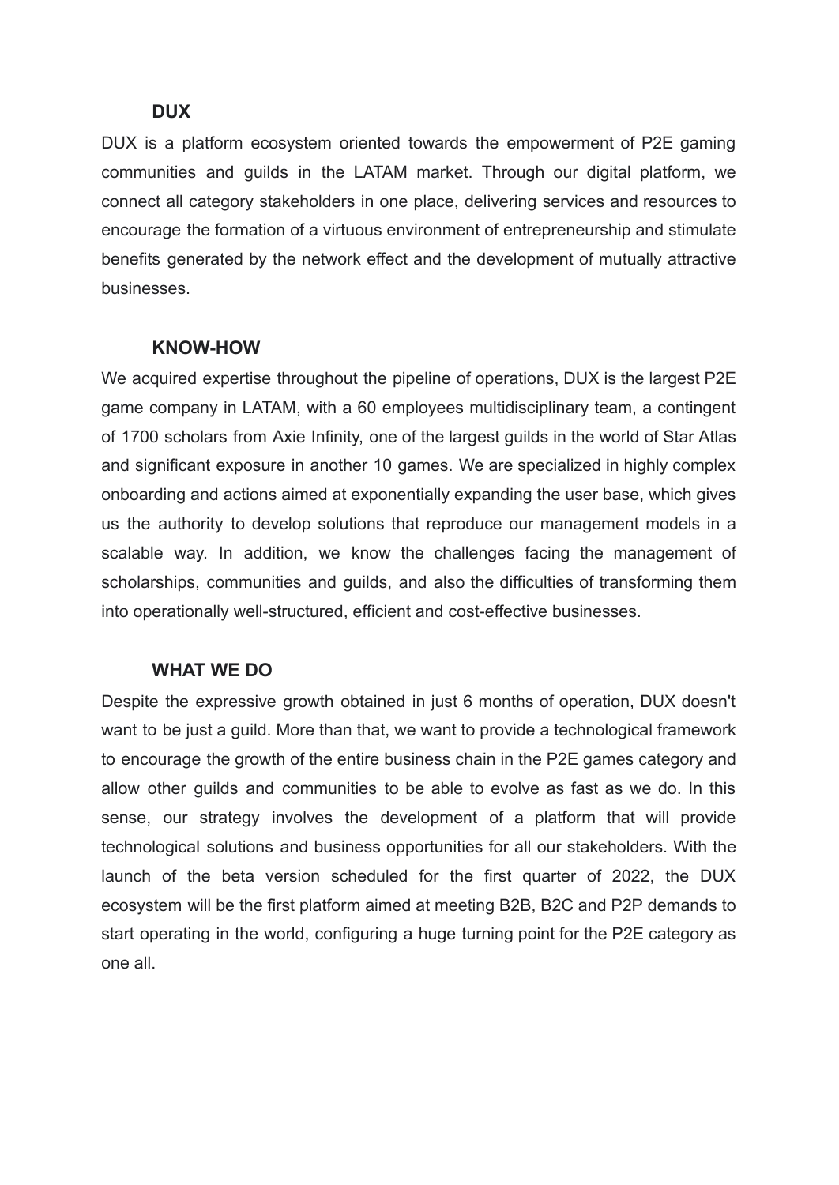## DUX

DUX is a platform ecosystem oriented towards the empowerment of P2E gaming communities and guilds in the LATAM market. Through our digital platform, we connect all category stakeholders in one place, delivering services and resources to encourage the formation of a virtuous environment of entrepreneurship and stimulate benefits generated by the network effect and the development of mutually attractive businesses.

## KNOW-HOW

We acquired expertise throughout the pipeline of operations, DUX is the largest P2E game company in LATAM, with a 60 employees multidisciplinary team, a contingent of 1700 scholars from Axie Infinity, one of the largest guilds in the world of Star Atlas and significant exposure in another 10 games. We are specialized in highly complex onboarding and actions aimed at exponentially expanding the user base, which gives us the authority to develop solutions that reproduce our management models in a scalable way. In addition, we know the challenges facing the management of scholarships, communities and guilds, and also the difficulties of transforming them into operationally well-structured, efficient and cost-effective businesses.

## WHAT WE DO

Despite the expressive growth obtained in just 6 months of operation, DUX doesn't want to be just a guild. More than that, we want to provide a technological framework to encourage the growth of the entire business chain in the P2E games category and allow other guilds and communities to be able to evolve as fast as we do. In this sense, our strategy involves the development of a platform that will provide technological solutions and business opportunities for all our stakeholders. With the launch of the beta version scheduled for the first quarter of 2022, the DUX ecosystem will be the first platform aimed at meeting B2B, B2C and P2P demands to start operating in the world, configuring a huge turning point for the P2E category as one all.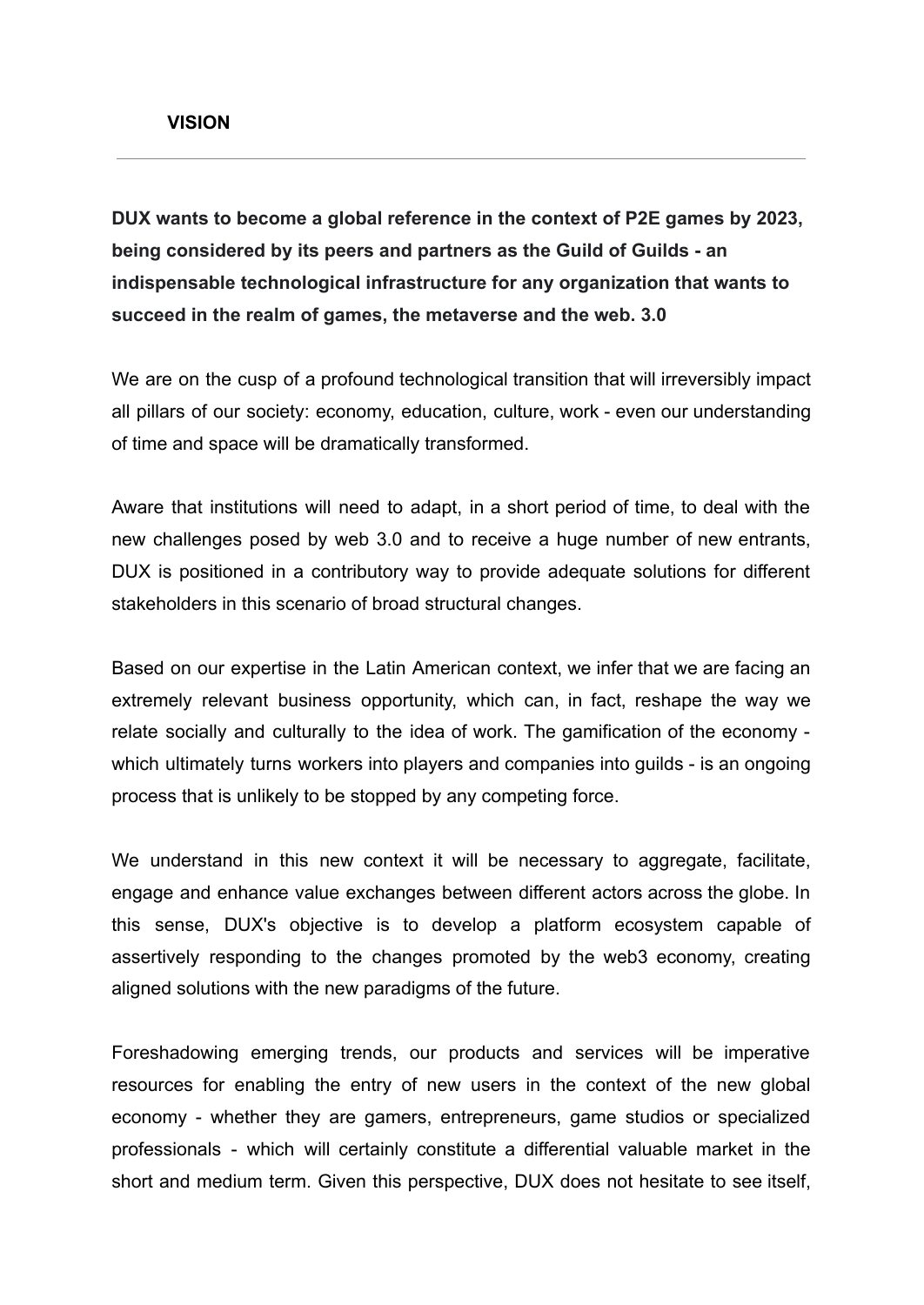## VISION

---

**DUX wants to become a global reference in the context of P2E games by 2023, being considered by its peers and partners as the Guild of Guilds - an indispensable technological infrastructure for any organization that wants to succeed in the realm of games, the metaverse and the web. 3.0**

We are on the cusp of a profound technological transition that will irreversibly impact all pillars of our society: economy, education, culture, work - even our understanding of time and space will be dramatically transformed.

Aware that institutions will need to adapt, in a short period of time, to deal with the new challenges posed by web 3.0 and to receive a huge number of new entrants, DUX is positioned in a contributory way to provide adequate solutions for different stakeholders in this scenario of broad structural changes.

Based on our expertise in the Latin American context, we infer that we are facing an extremely relevant business opportunity, which can, in fact, reshape the way we relate socially and culturally to the idea of work. The gamification of the economy - which ultimately turns workers into players and companies into guilds - is an ongoing process that is unlikely to be stopped by any competing force.

We understand in this new context it will be necessary to aggregate, facilitate, engage and enhance value exchanges between different actors across the globe. In this sense, DUX's objective is to develop a platform ecosystem capable of assertively responding to the changes promoted by the web3 economy, creating aligned solutions with the new paradigms of the future.

Foreshadowing emerging trends, our products and services will be imperative resources for enabling the entry of new users in the context of the new global economy - whether they are gamers, entrepreneurs, game studios or specialized professionals - which will certainly constitute a differential valuable market in the short and medium term. Given this perspective, DUX does not hesitate to see itself,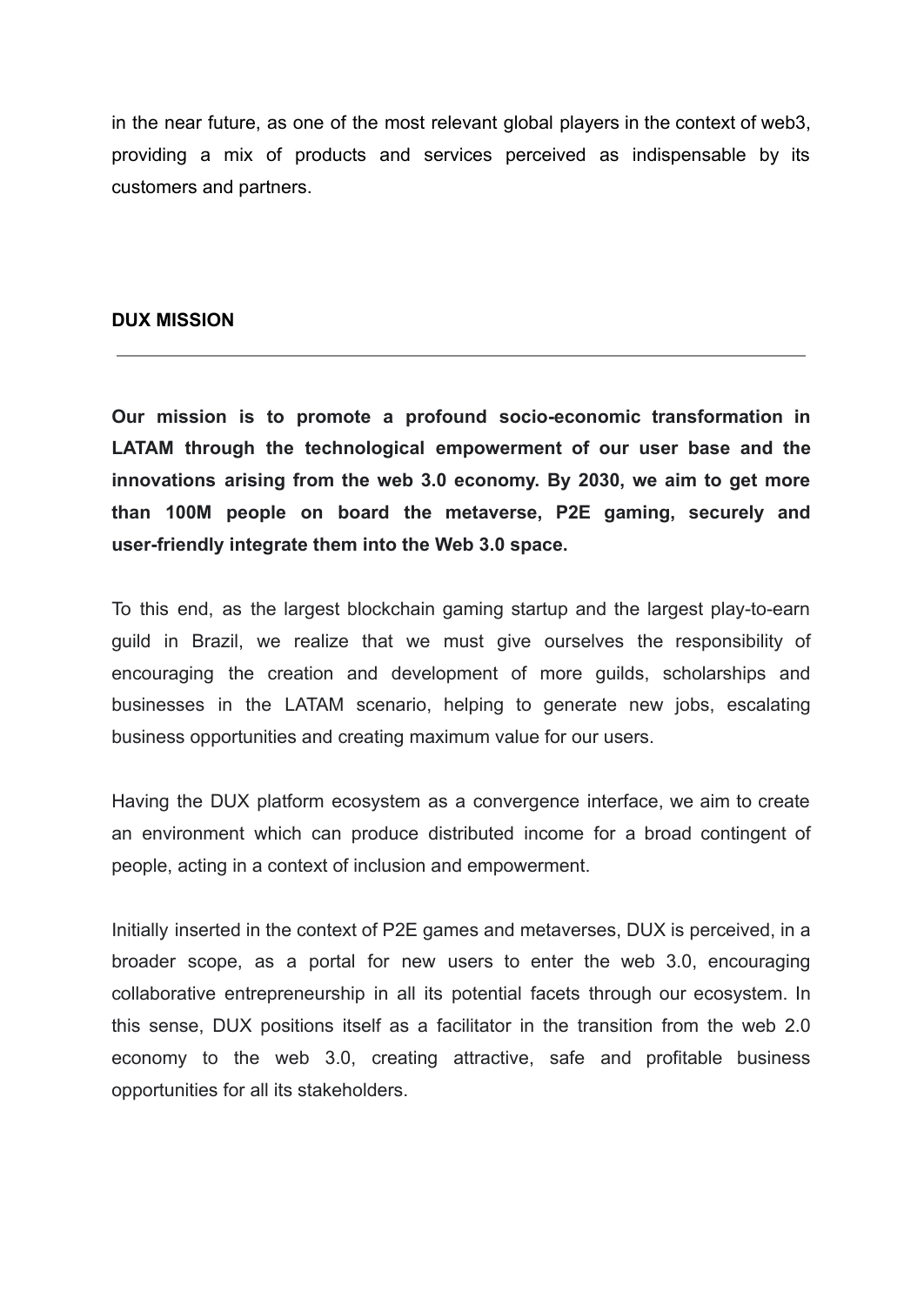in the near future, as one of the most relevant global players in the context of web3, providing a mix of products and services perceived as indispensable by its customers and partners.

## DUX MISSION

---

**Our mission is to promote a profound socio-economic transformation in LATAM through the technological empowerment of our user base and the innovations arising from the web 3.0 economy. By 2030, we aim to get more than 100M people on board the metaverse, P2E gaming, securely and user-friendly integrate them into the Web 3.0 space.**

To this end, as the largest blockchain gaming startup and the largest play-to-earn guild in Brazil, we realize that we must give ourselves the responsibility of encouraging the creation and development of more guilds, scholarships and businesses in the LATAM scenario, helping to generate new jobs, escalating business opportunities and creating maximum value for our users.

Having the DUX platform ecosystem as a convergence interface, we aim to create an environment which can produce distributed income for a broad contingent of people, acting in a context of inclusion and empowerment.

Initially inserted in the context of P2E games and metaverses, DUX is perceived, in a broader scope, as a portal for new users to enter the web 3.0, encouraging collaborative entrepreneurship in all its potential facets through our ecosystem. In this sense, DUX positions itself as a facilitator in the transition from the web 2.0 economy to the web 3.0, creating attractive, safe and profitable business opportunities for all its stakeholders.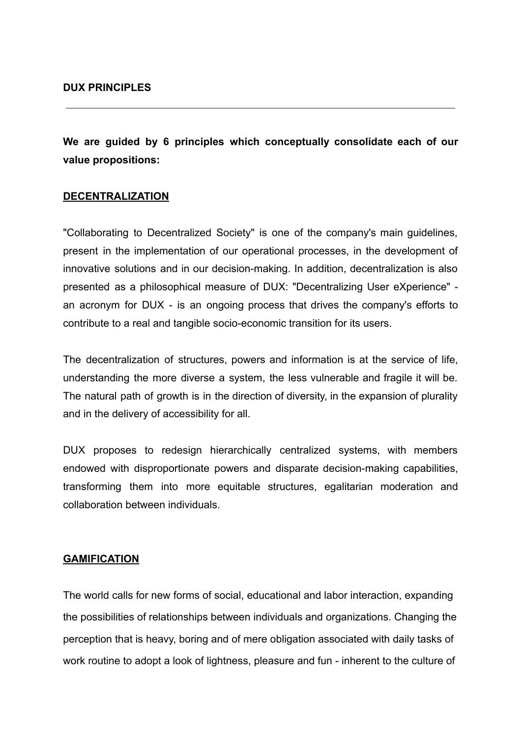**DUX PRINCIPLES**

---

**We are guided by 6 principles which conceptually consolidate each of our value propositions:**

**DECENTRALIZATION**

"Collaborating to Decentralized Society" is one of the company's main guidelines, present in the implementation of our operational processes, in the development of innovative solutions and in our decision-making. In addition, decentralization is also presented as a philosophical measure of DUX: "Decentralizing User eXperience" - an acronym for DUX - is an ongoing process that drives the company's efforts to contribute to a real and tangible socio-economic transition for its users.

The decentralization of structures, powers and information is at the service of life, understanding the more diverse a system, the less vulnerable and fragile it will be. The natural path of growth is in the direction of diversity, in the expansion of plurality and in the delivery of accessibility for all.

DUX proposes to redesign hierarchically centralized systems, with members endowed with disproportionate powers and disparate decision-making capabilities, transforming them into more equitable structures, egalitarian moderation and collaboration between individuals.

**GAMIFICATION**

The world calls for new forms of social, educational and labor interaction, expanding the possibilities of relationships between individuals and organizations. Changing the perception that is heavy, boring and of mere obligation associated with daily tasks of work routine to adopt a look of lightness, pleasure and fun - inherent to the culture of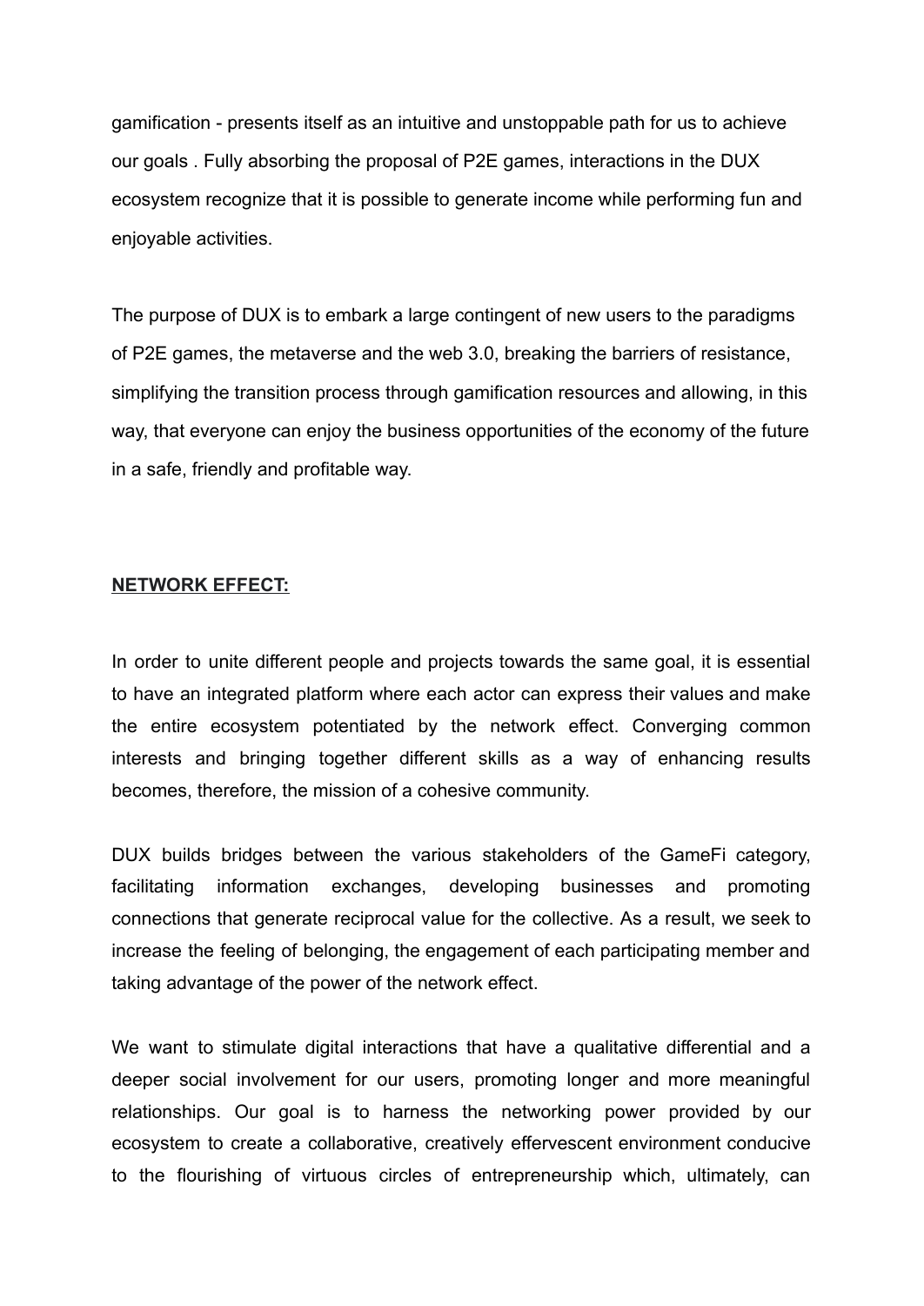gamification - presents itself as an intuitive and unstoppable path for us to achieve our goals . Fully absorbing the proposal of P2E games, interactions in the DUX ecosystem recognize that it is possible to generate income while performing fun and enjoyable activities.

The purpose of DUX is to embark a large contingent of new users to the paradigms of P2E games, the metaverse and the web 3.0, breaking the barriers of resistance, simplifying the transition process through gamification resources and allowing, in this way, that everyone can enjoy the business opportunities of the economy of the future in a safe, friendly and profitable way.

## NETWORK EFFECT:

In order to unite different people and projects towards the same goal, it is essential to have an integrated platform where each actor can express their values and make the entire ecosystem potentiated by the network effect. Converging common interests and bringing together different skills as a way of enhancing results becomes, therefore, the mission of a cohesive community.

DUX builds bridges between the various stakeholders of the GameFi category, facilitating information exchanges, developing businesses and promoting connections that generate reciprocal value for the collective. As a result, we seek to increase the feeling of belonging, the engagement of each participating member and taking advantage of the power of the network effect.

We want to stimulate digital interactions that have a qualitative differential and a deeper social involvement for our users, promoting longer and more meaningful relationships. Our goal is to harness the networking power provided by our ecosystem to create a collaborative, creatively effervescent environment conducive to the flourishing of virtuous circles of entrepreneurship which, ultimately, can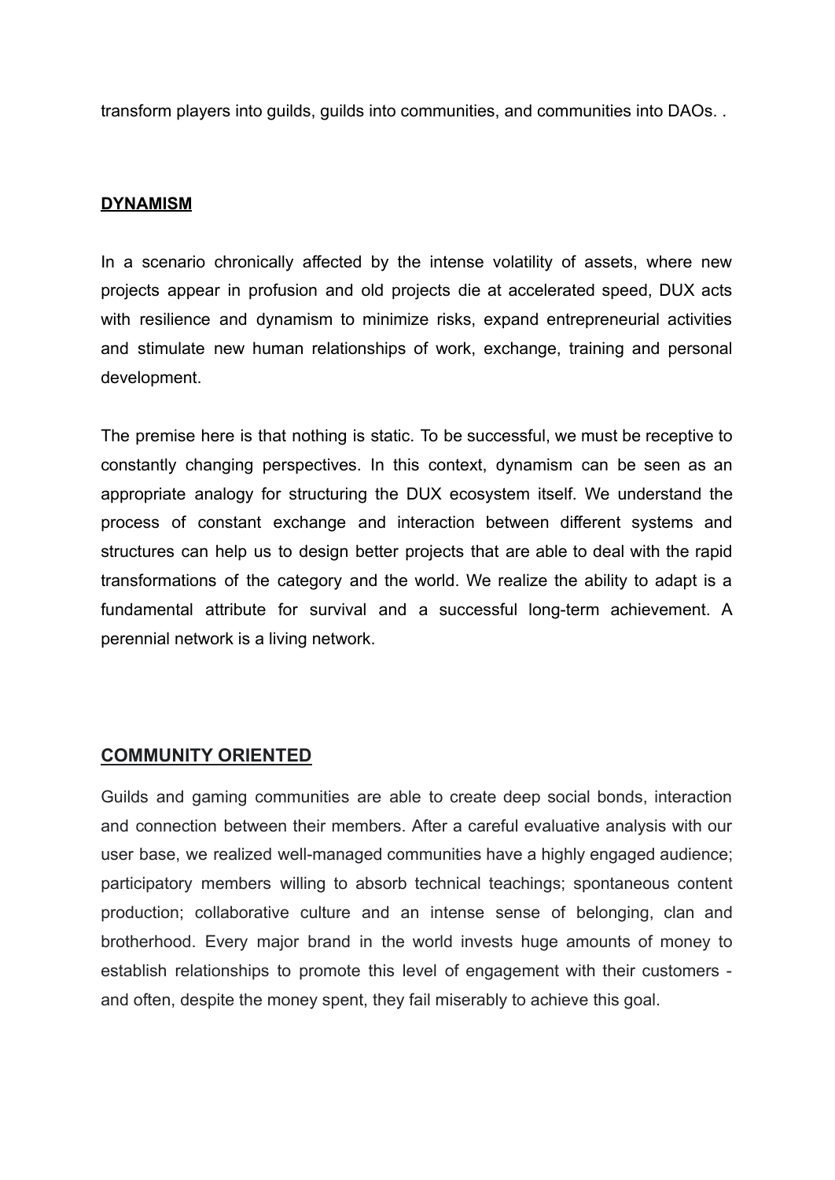transform players into guilds, guilds into communities, and communities into DAOs. .

## DYNAMISM

In a scenario chronically affected by the intense volatility of assets, where new projects appear in profusion and old projects die at accelerated speed, DUX acts with resilience and dynamism to minimize risks, expand entrepreneurial activities and stimulate new human relationships of work, exchange, training and personal development.

The premise here is that nothing is static. To be successful, we must be receptive to constantly changing perspectives. In this context, dynamism can be seen as an appropriate analogy for structuring the DUX ecosystem itself. We understand the process of constant exchange and interaction between different systems and structures can help us to design better projects that are able to deal with the rapid transformations of the category and the world. We realize the ability to adapt is a fundamental attribute for survival and a successful long-term achievement. A perennial network is a living network.

## COMMUNITY ORIENTED

Guilds and gaming communities are able to create deep social bonds, interaction and connection between their members. After a careful evaluative analysis with our user base, we realized well-managed communities have a highly engaged audience; participatory members willing to absorb technical teachings; spontaneous content production; collaborative culture and an intense sense of belonging, clan and brotherhood. Every major brand in the world invests huge amounts of money to establish relationships to promote this level of engagement with their customers - and often, despite the money spent, they fail miserably to achieve this goal.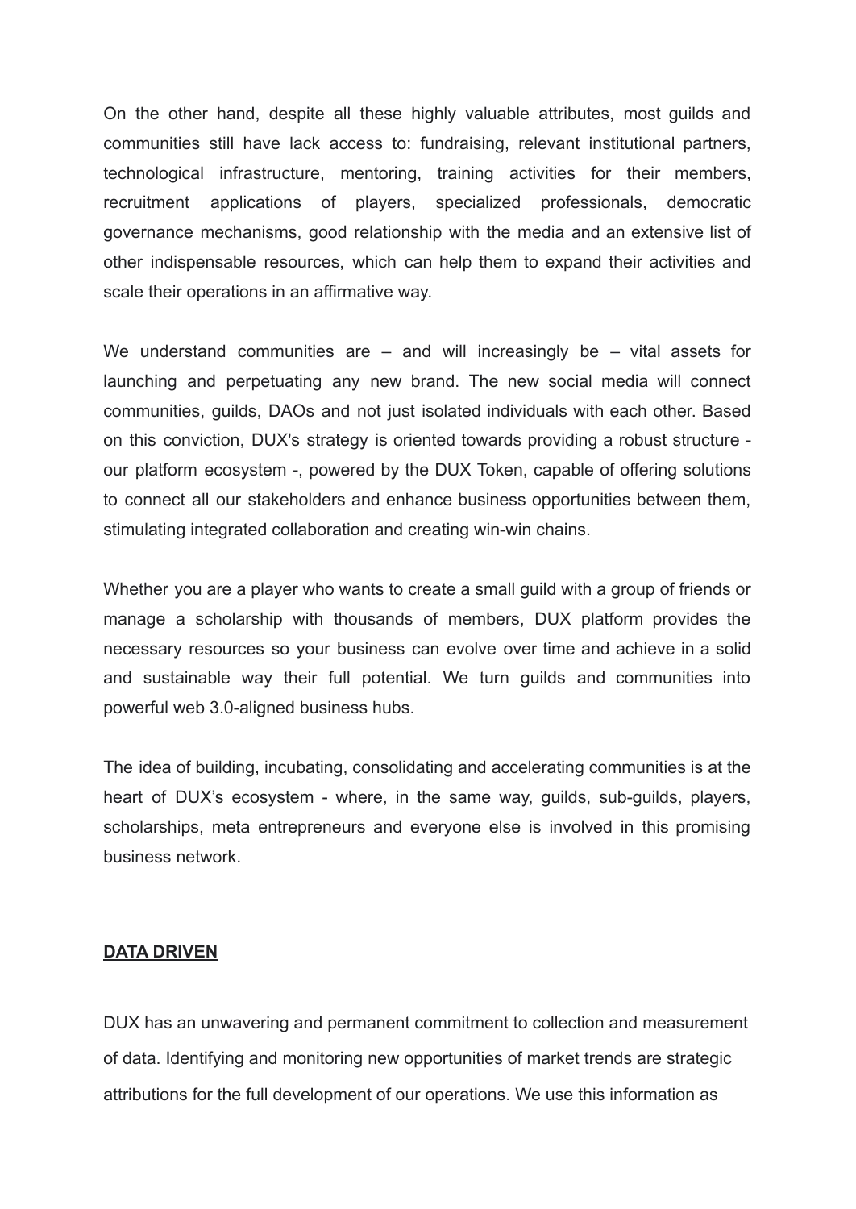On the other hand, despite all these highly valuable attributes, most guilds and communities still have lack access to: fundraising, relevant institutional partners, technological infrastructure, mentoring, training activities for their members, recruitment applications of players, specialized professionals, democratic governance mechanisms, good relationship with the media and an extensive list of other indispensable resources, which can help them to expand their activities and scale their operations in an affirmative way.

We understand communities are – and will increasingly be – vital assets for launching and perpetuating any new brand. The new social media will connect communities, guilds, DAOs and not just isolated individuals with each other. Based on this conviction, DUX's strategy is oriented towards providing a robust structure - our platform ecosystem -, powered by the DUX Token, capable of offering solutions to connect all our stakeholders and enhance business opportunities between them, stimulating integrated collaboration and creating win-win chains.

Whether you are a player who wants to create a small guild with a group of friends or manage a scholarship with thousands of members, DUX platform provides the necessary resources so your business can evolve over time and achieve in a solid and sustainable way their full potential. We turn guilds and communities into powerful web 3.0-aligned business hubs.

The idea of building, incubating, consolidating and accelerating communities is at the heart of DUX's ecosystem - where, in the same way, guilds, sub-guilds, players, scholarships, meta entrepreneurs and everyone else is involved in this promising business network.

## DATA DRIVEN

DUX has an unwavering and permanent commitment to collection and measurement of data. Identifying and monitoring new opportunities of market trends are strategic attributions for the full development of our operations. We use this information as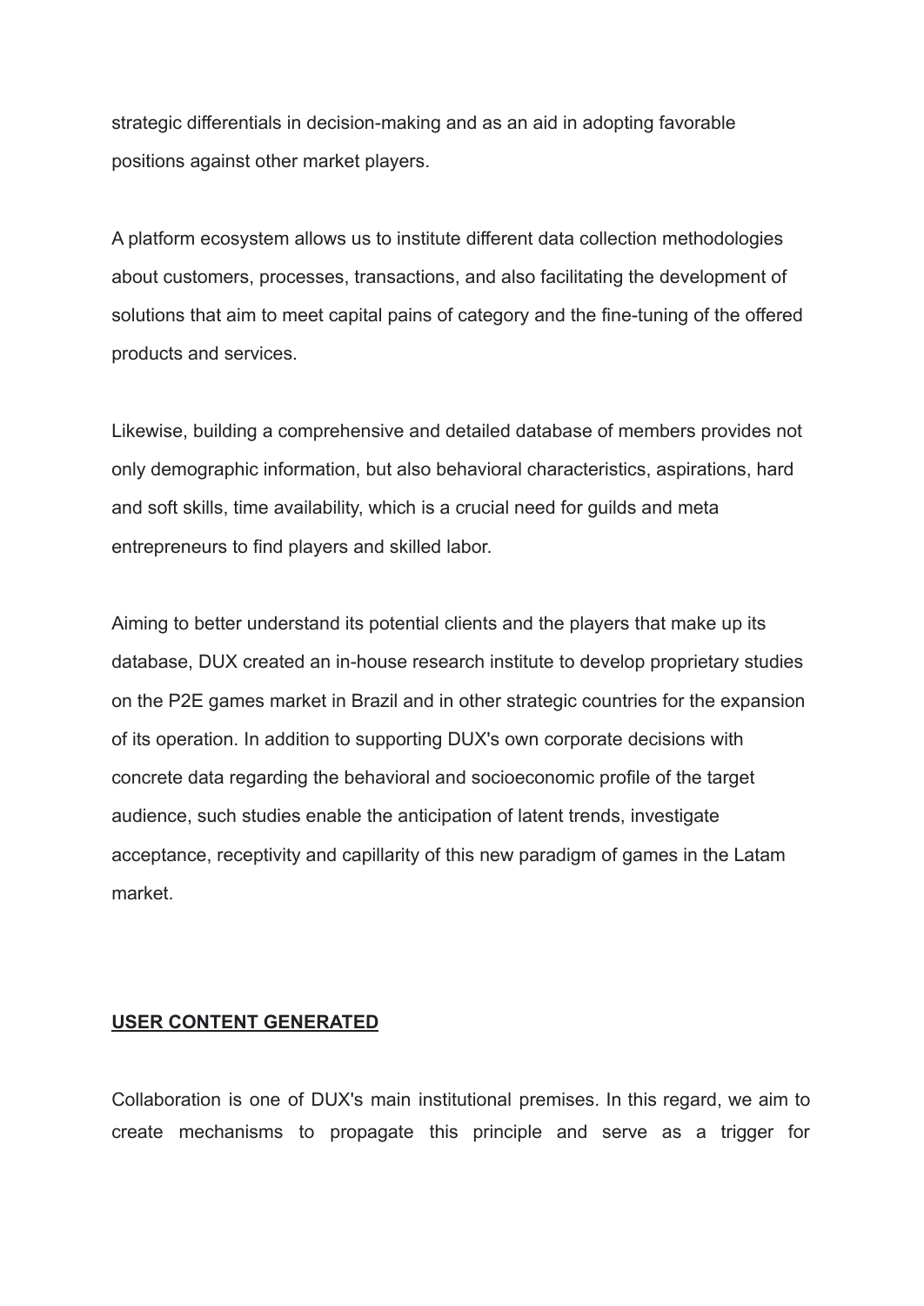strategic differentials in decision-making and as an aid in adopting favorable positions against other market players.

A platform ecosystem allows us to institute different data collection methodologies about customers, processes, transactions, and also facilitating the development of solutions that aim to meet capital pains of category and the fine-tuning of the offered products and services.

Likewise, building a comprehensive and detailed database of members provides not only demographic information, but also behavioral characteristics, aspirations, hard and soft skills, time availability, which is a crucial need for guilds and meta entrepreneurs to find players and skilled labor.

Aiming to better understand its potential clients and the players that make up its database, DUX created an in-house research institute to develop proprietary studies on the P2E games market in Brazil and in other strategic countries for the expansion of its operation. In addition to supporting DUX's own corporate decisions with concrete data regarding the behavioral and socioeconomic profile of the target audience, such studies enable the anticipation of latent trends, investigate acceptance, receptivity and capillarity of this new paradigm of games in the Latam market.

## **USER CONTENT GENERATED**

Collaboration is one of DUX's main institutional premises. In this regard, we aim to create mechanisms to propagate this principle and serve as a trigger for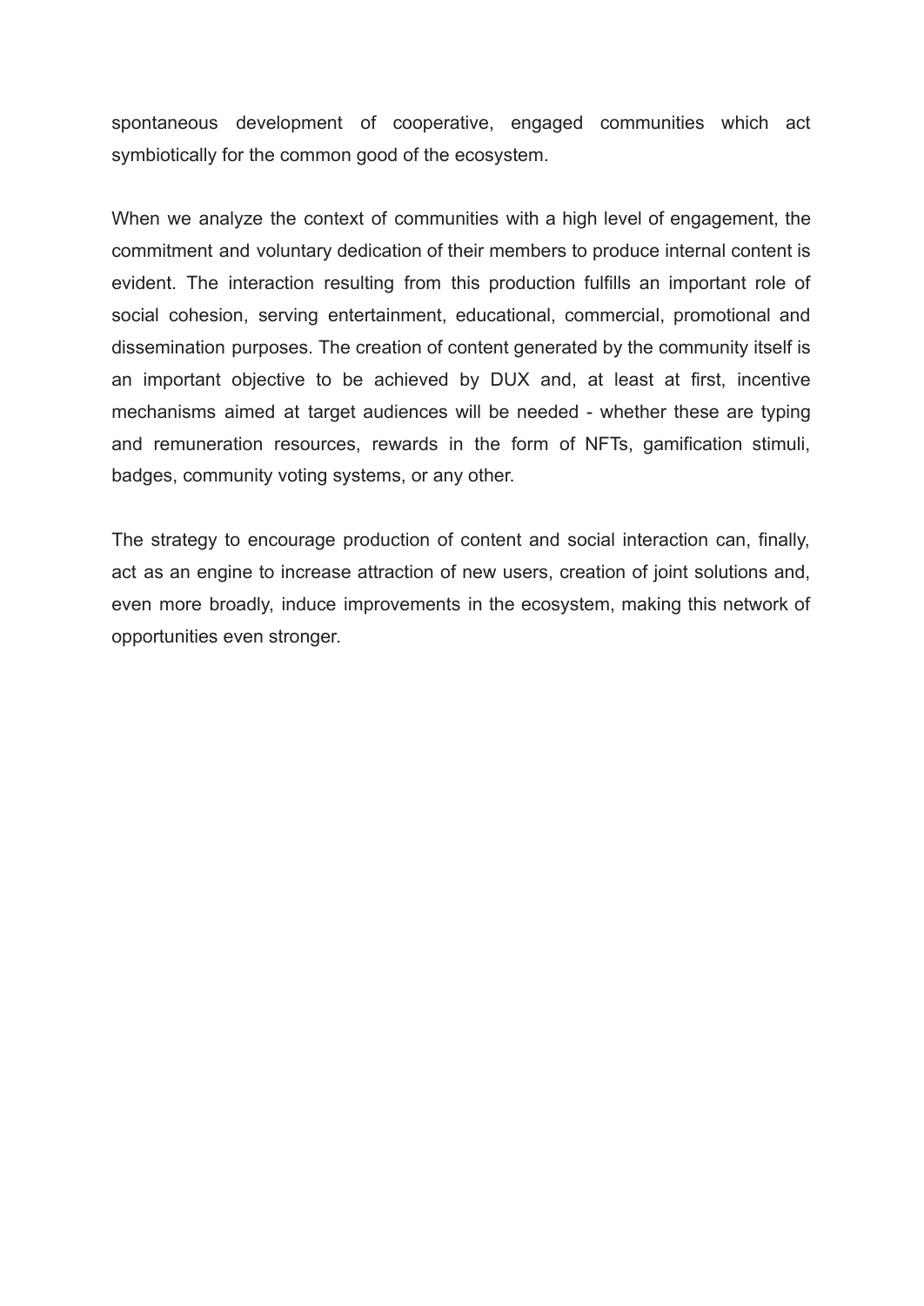spontaneous development of cooperative, engaged communities which act symbiotically for the common good of the ecosystem.

When we analyze the context of communities with a high level of engagement, the commitment and voluntary dedication of their members to produce internal content is evident. The interaction resulting from this production fulfills an important role of social cohesion, serving entertainment, educational, commercial, promotional and dissemination purposes. The creation of content generated by the community itself is an important objective to be achieved by DUX and, at least at first, incentive mechanisms aimed at target audiences will be needed - whether these are typing and remuneration resources, rewards in the form of NFTs, gamification stimuli, badges, community voting systems, or any other.

The strategy to encourage production of content and social interaction can, finally, act as an engine to increase attraction of new users, creation of joint solutions and, even more broadly, induce improvements in the ecosystem, making this network of opportunities even stronger.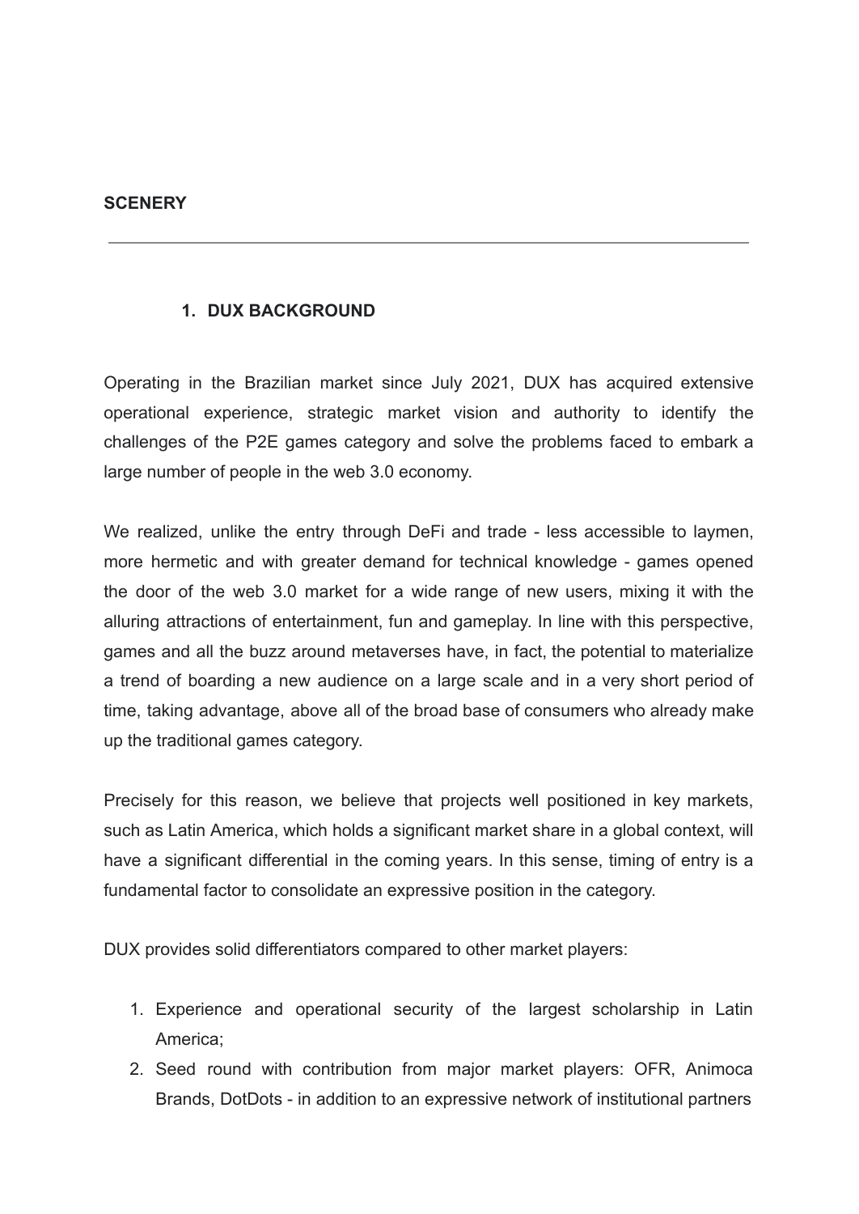**SCENERY**

---

## 1. DUX BACKGROUND

Operating in the Brazilian market since July 2021, DUX has acquired extensive operational experience, strategic market vision and authority to identify the challenges of the P2E games category and solve the problems faced to embark a large number of people in the web 3.0 economy.

We realized, unlike the entry through DeFi and trade - less accessible to laymen, more hermetic and with greater demand for technical knowledge - games opened the door of the web 3.0 market for a wide range of new users, mixing it with the alluring attractions of entertainment, fun and gameplay. In line with this perspective, games and all the buzz around metaverses have, in fact, the potential to materialize a trend of boarding a new audience on a large scale and in a very short period of time, taking advantage, above all of the broad base of consumers who already make up the traditional games category.

Precisely for this reason, we believe that projects well positioned in key markets, such as Latin America, which holds a significant market share in a global context, will have a significant differential in the coming years. In this sense, timing of entry is a fundamental factor to consolidate an expressive position in the category.

DUX provides solid differentiators compared to other market players:

1. Experience and operational security of the largest scholarship in Latin America;
2. Seed round with contribution from major market players: OFR, Animoca Brands, DotDots - in addition to an expressive network of institutional partners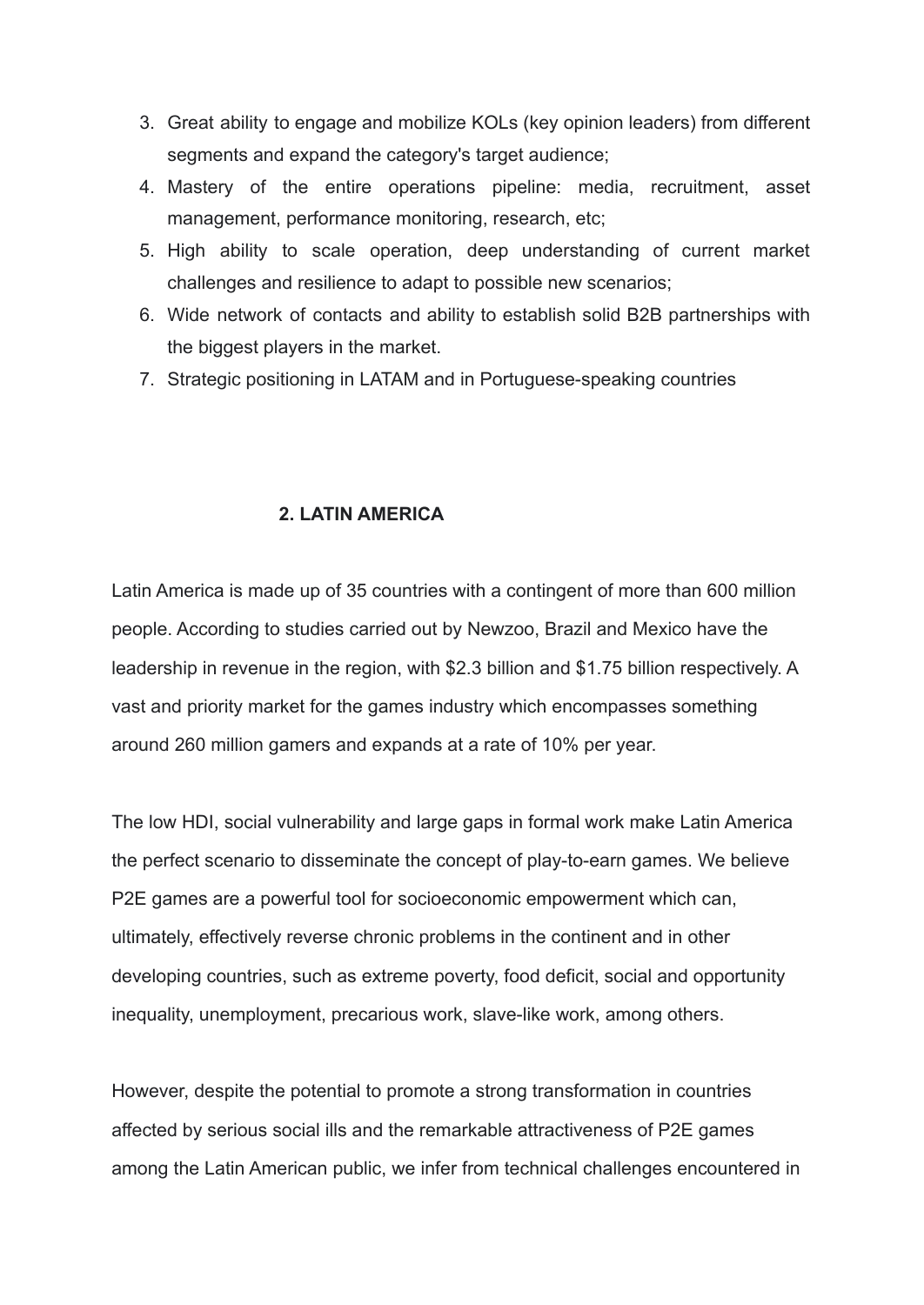3. Great ability to engage and mobilize KOLs (key opinion leaders) from different segments and expand the category's target audience;
4. Mastery of the entire operations pipeline: media, recruitment, asset management, performance monitoring, research, etc;
5. High ability to scale operation, deep understanding of current market challenges and resilience to adapt to possible new scenarios;
6. Wide network of contacts and ability to establish solid B2B partnerships with the biggest players in the market.
7. Strategic positioning in LATAM and in Portuguese-speaking countries

## 2. LATIN AMERICA

Latin America is made up of 35 countries with a contingent of more than 600 million people. According to studies carried out by Newzoo, Brazil and Mexico have the leadership in revenue in the region, with $2.3 billion and $1.75 billion respectively. A vast and priority market for the games industry which encompasses something around 260 million gamers and expands at a rate of 10% per year.

The low HDI, social vulnerability and large gaps in formal work make Latin America the perfect scenario to disseminate the concept of play-to-earn games. We believe P2E games are a powerful tool for socioeconomic empowerment which can, ultimately, effectively reverse chronic problems in the continent and in other developing countries, such as extreme poverty, food deficit, social and opportunity inequality, unemployment, precarious work, slave-like work, among others.

However, despite the potential to promote a strong transformation in countries affected by serious social ills and the remarkable attractiveness of P2E games among the Latin American public, we infer from technical challenges encountered in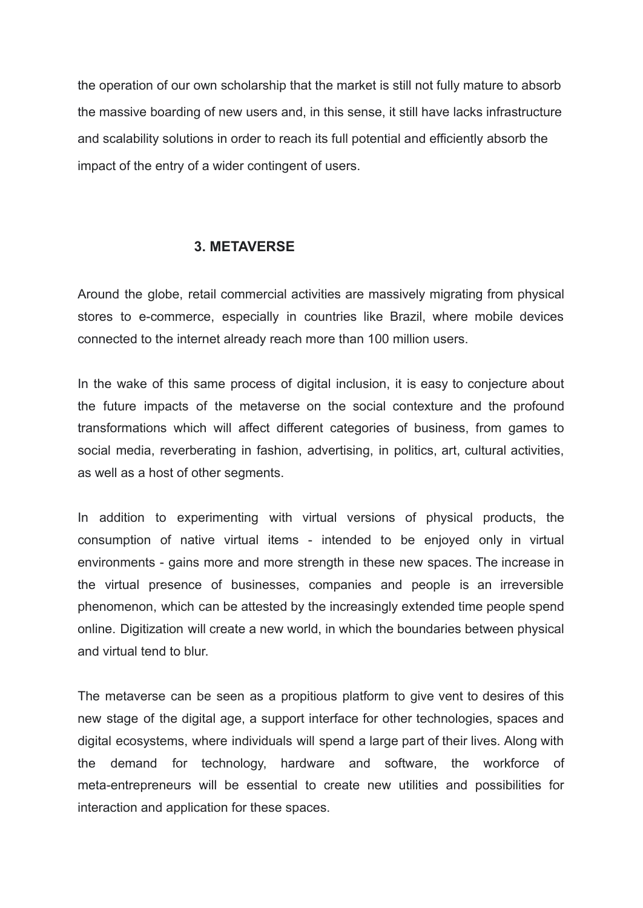the operation of our own scholarship that the market is still not fully mature to absorb the massive boarding of new users and, in this sense, it still have lacks infrastructure and scalability solutions in order to reach its full potential and efficiently absorb the impact of the entry of a wider contingent of users.

## 3. METAVERSE

Around the globe, retail commercial activities are massively migrating from physical stores to e-commerce, especially in countries like Brazil, where mobile devices connected to the internet already reach more than 100 million users.

In the wake of this same process of digital inclusion, it is easy to conjecture about the future impacts of the metaverse on the social contexture and the profound transformations which will affect different categories of business, from games to social media, reverberating in fashion, advertising, in politics, art, cultural activities, as well as a host of other segments.

In addition to experimenting with virtual versions of physical products, the consumption of native virtual items - intended to be enjoyed only in virtual environments - gains more and more strength in these new spaces. The increase in the virtual presence of businesses, companies and people is an irreversible phenomenon, which can be attested by the increasingly extended time people spend online. Digitization will create a new world, in which the boundaries between physical and virtual tend to blur.

The metaverse can be seen as a propitious platform to give vent to desires of this new stage of the digital age, a support interface for other technologies, spaces and digital ecosystems, where individuals will spend a large part of their lives. Along with the demand for technology, hardware and software, the workforce of meta-entrepreneurs will be essential to create new utilities and possibilities for interaction and application for these spaces.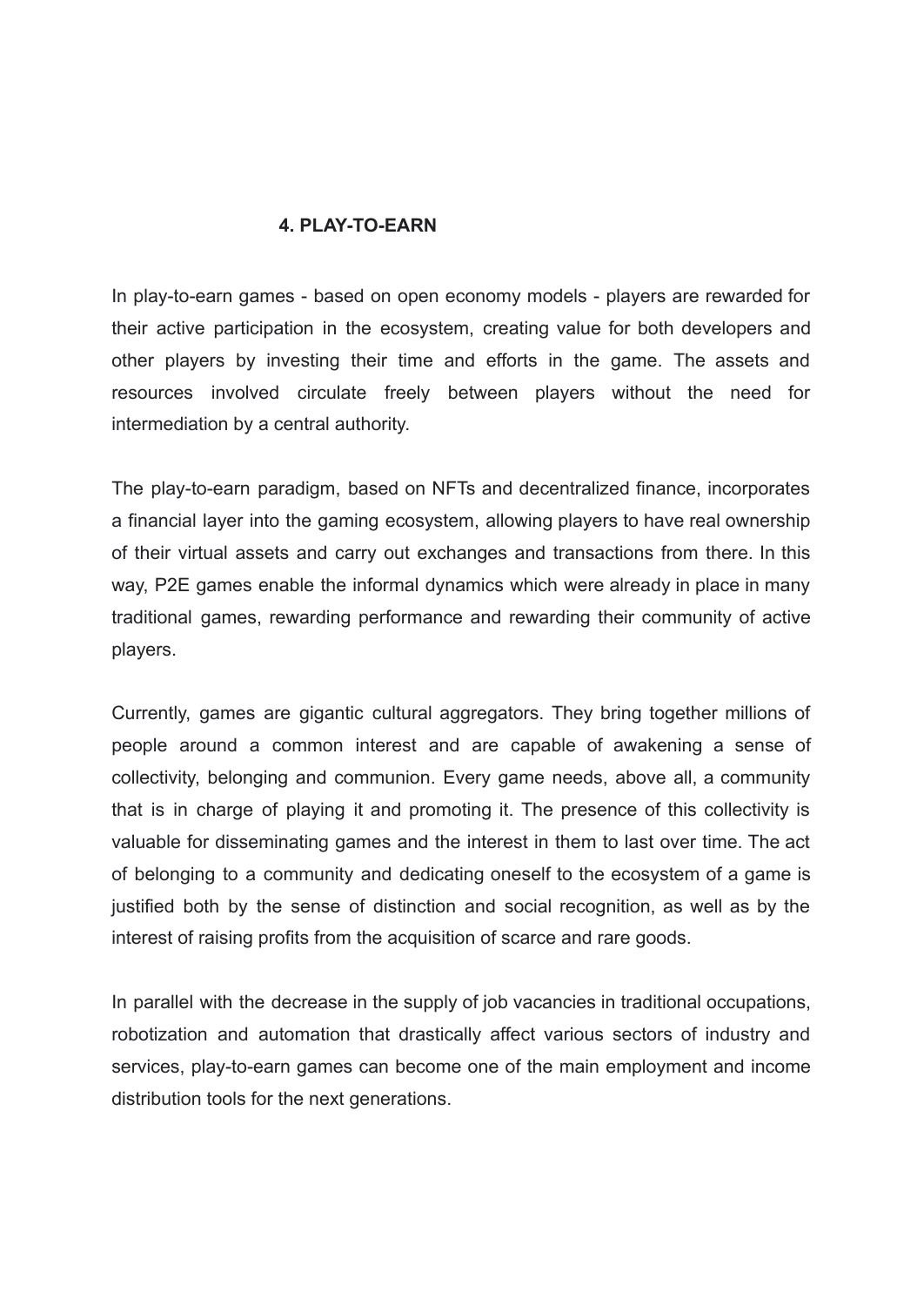## 4. PLAY-TO-EARN

In play-to-earn games - based on open economy models - players are rewarded for their active participation in the ecosystem, creating value for both developers and other players by investing their time and efforts in the game. The assets and resources involved circulate freely between players without the need for intermediation by a central authority.

The play-to-earn paradigm, based on NFTs and decentralized finance, incorporates a financial layer into the gaming ecosystem, allowing players to have real ownership of their virtual assets and carry out exchanges and transactions from there. In this way, P2E games enable the informal dynamics which were already in place in many traditional games, rewarding performance and rewarding their community of active players.

Currently, games are gigantic cultural aggregators. They bring together millions of people around a common interest and are capable of awakening a sense of collectivity, belonging and communion. Every game needs, above all, a community that is in charge of playing it and promoting it. The presence of this collectivity is valuable for disseminating games and the interest in them to last over time. The act of belonging to a community and dedicating oneself to the ecosystem of a game is justified both by the sense of distinction and social recognition, as well as by the interest of raising profits from the acquisition of scarce and rare goods.

In parallel with the decrease in the supply of job vacancies in traditional occupations, robotization and automation that drastically affect various sectors of industry and services, play-to-earn games can become one of the main employment and income distribution tools for the next generations.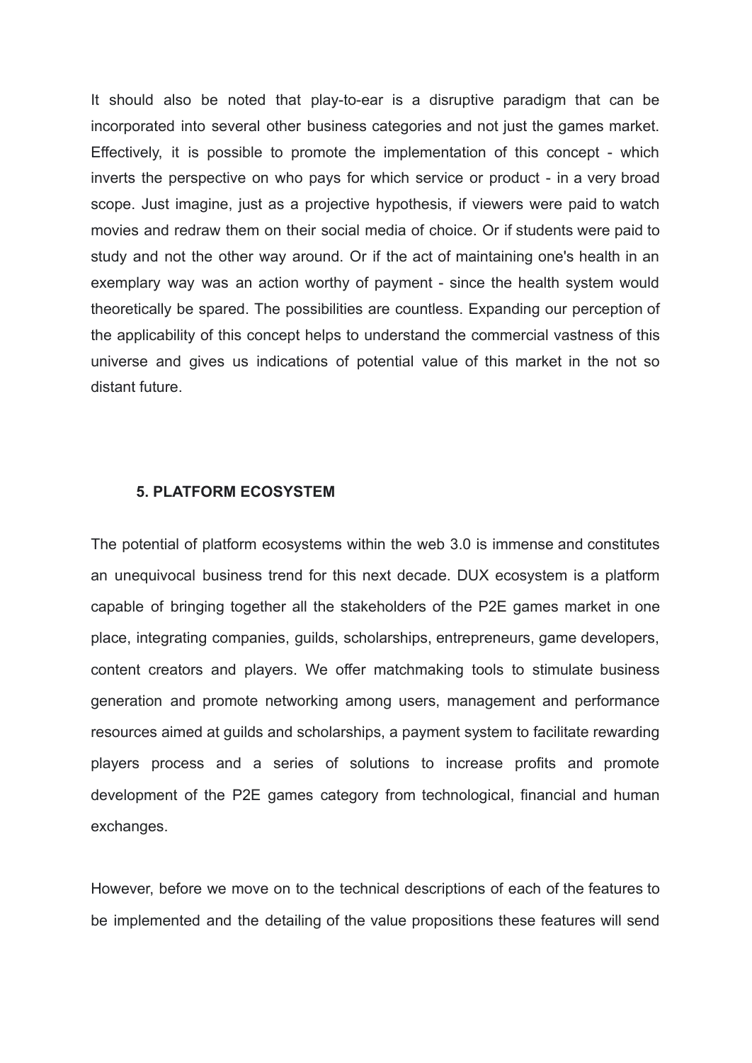It should also be noted that play-to-ear is a disruptive paradigm that can be incorporated into several other business categories and not just the games market. Effectively, it is possible to promote the implementation of this concept - which inverts the perspective on who pays for which service or product - in a very broad scope. Just imagine, just as a projective hypothesis, if viewers were paid to watch movies and redraw them on their social media of choice. Or if students were paid to study and not the other way around. Or if the act of maintaining one's health in an exemplary way was an action worthy of payment - since the health system would theoretically be spared. The possibilities are countless. Expanding our perception of the applicability of this concept helps to understand the commercial vastness of this universe and gives us indications of potential value of this market in the not so distant future.

## 5. PLATFORM ECOSYSTEM

The potential of platform ecosystems within the web 3.0 is immense and constitutes an unequivocal business trend for this next decade. DUX ecosystem is a platform capable of bringing together all the stakeholders of the P2E games market in one place, integrating companies, guilds, scholarships, entrepreneurs, game developers, content creators and players. We offer matchmaking tools to stimulate business generation and promote networking among users, management and performance resources aimed at guilds and scholarships, a payment system to facilitate rewarding players process and a series of solutions to increase profits and promote development of the P2E games category from technological, financial and human exchanges.

However, before we move on to the technical descriptions of each of the features to be implemented and the detailing of the value propositions these features will send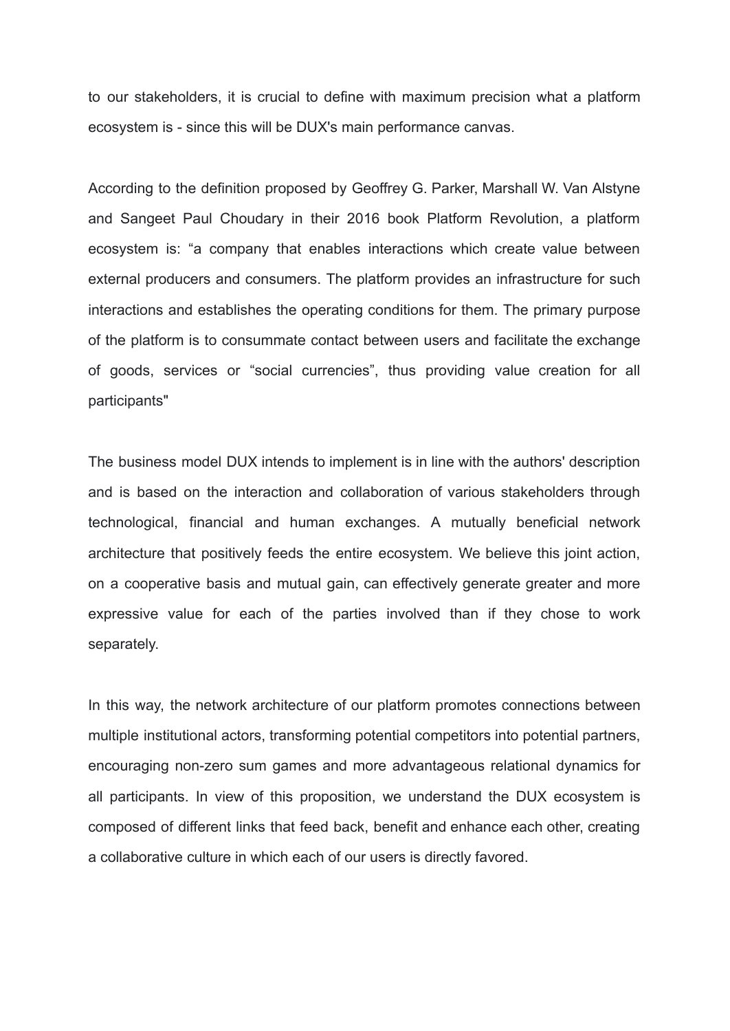to our stakeholders, it is crucial to define with maximum precision what a platform ecosystem is - since this will be DUX's main performance canvas.

According to the definition proposed by Geoffrey G. Parker, Marshall W. Van Alstyne and Sangeet Paul Choudary in their 2016 book Platform Revolution, a platform ecosystem is: "a company that enables interactions which create value between external producers and consumers. The platform provides an infrastructure for such interactions and establishes the operating conditions for them. The primary purpose of the platform is to consummate contact between users and facilitate the exchange of goods, services or "social currencies", thus providing value creation for all participants"

The business model DUX intends to implement is in line with the authors' description and is based on the interaction and collaboration of various stakeholders through technological, financial and human exchanges. A mutually beneficial network architecture that positively feeds the entire ecosystem. We believe this joint action, on a cooperative basis and mutual gain, can effectively generate greater and more expressive value for each of the parties involved than if they chose to work separately.

In this way, the network architecture of our platform promotes connections between multiple institutional actors, transforming potential competitors into potential partners, encouraging non-zero sum games and more advantageous relational dynamics for all participants. In view of this proposition, we understand the DUX ecosystem is composed of different links that feed back, benefit and enhance each other, creating a collaborative culture in which each of our users is directly favored.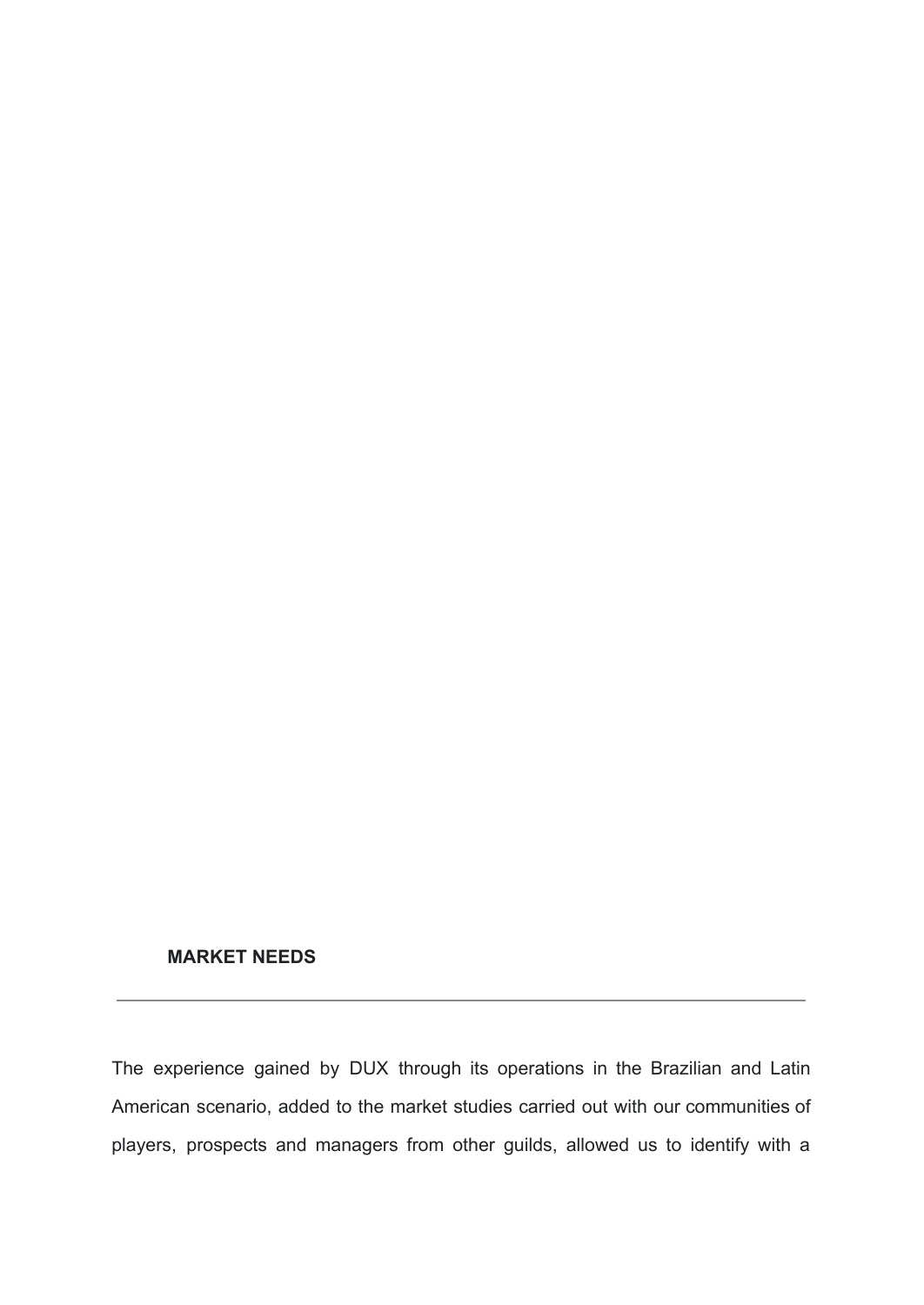## MARKET NEEDS

---

The experience gained by DUX through its operations in the Brazilian and Latin American scenario, added to the market studies carried out with our communities of players, prospects and managers from other guilds, allowed us to identify with a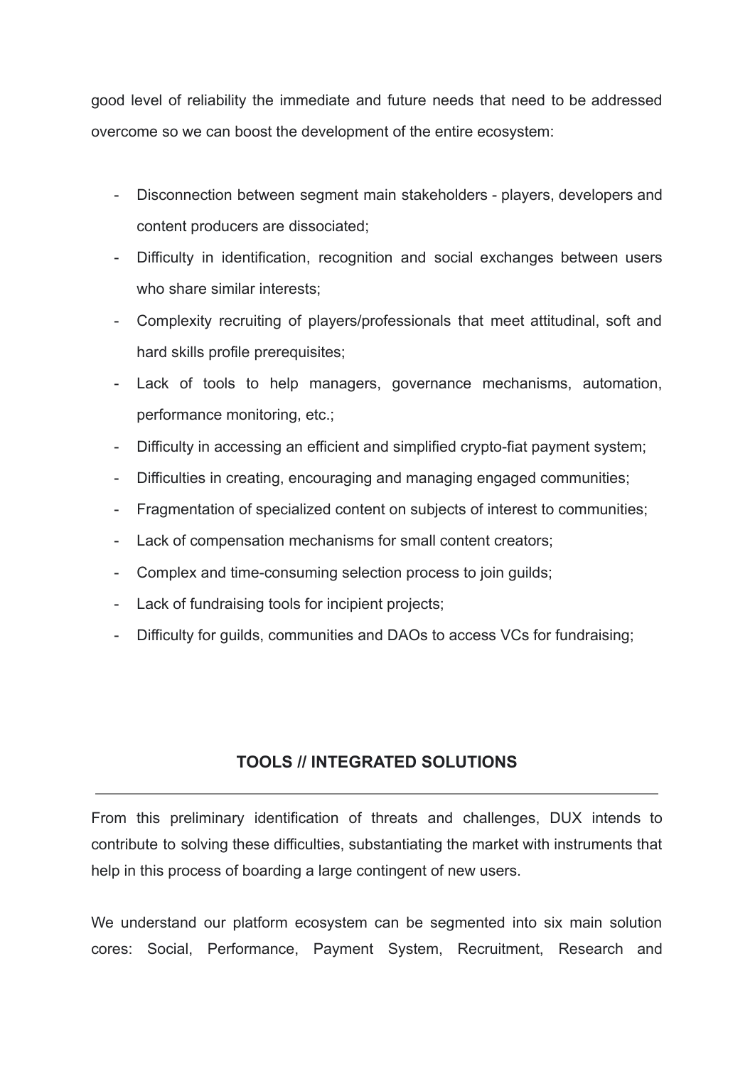good level of reliability the immediate and future needs that need to be addressed overcome so we can boost the development of the entire ecosystem:

- Disconnection between segment main stakeholders - players, developers and content producers are dissociated;
- Difficulty in identification, recognition and social exchanges between users who share similar interests;
- Complexity recruiting of players/professionals that meet attitudinal, soft and hard skills profile prerequisites;
- Lack of tools to help managers, governance mechanisms, automation, performance monitoring, etc.;
- Difficulty in accessing an efficient and simplified crypto-fiat payment system;
- Difficulties in creating, encouraging and managing engaged communities;
- Fragmentation of specialized content on subjects of interest to communities;
- Lack of compensation mechanisms for small content creators;
- Complex and time-consuming selection process to join guilds;
- Lack of fundraising tools for incipient projects;
- Difficulty for guilds, communities and DAOs to access VCs for fundraising;

## TOOLS // INTEGRATED SOLUTIONS

From this preliminary identification of threats and challenges, DUX intends to contribute to solving these difficulties, substantiating the market with instruments that help in this process of boarding a large contingent of new users.

We understand our platform ecosystem can be segmented into six main solution cores: Social, Performance, Payment System, Recruitment, Research and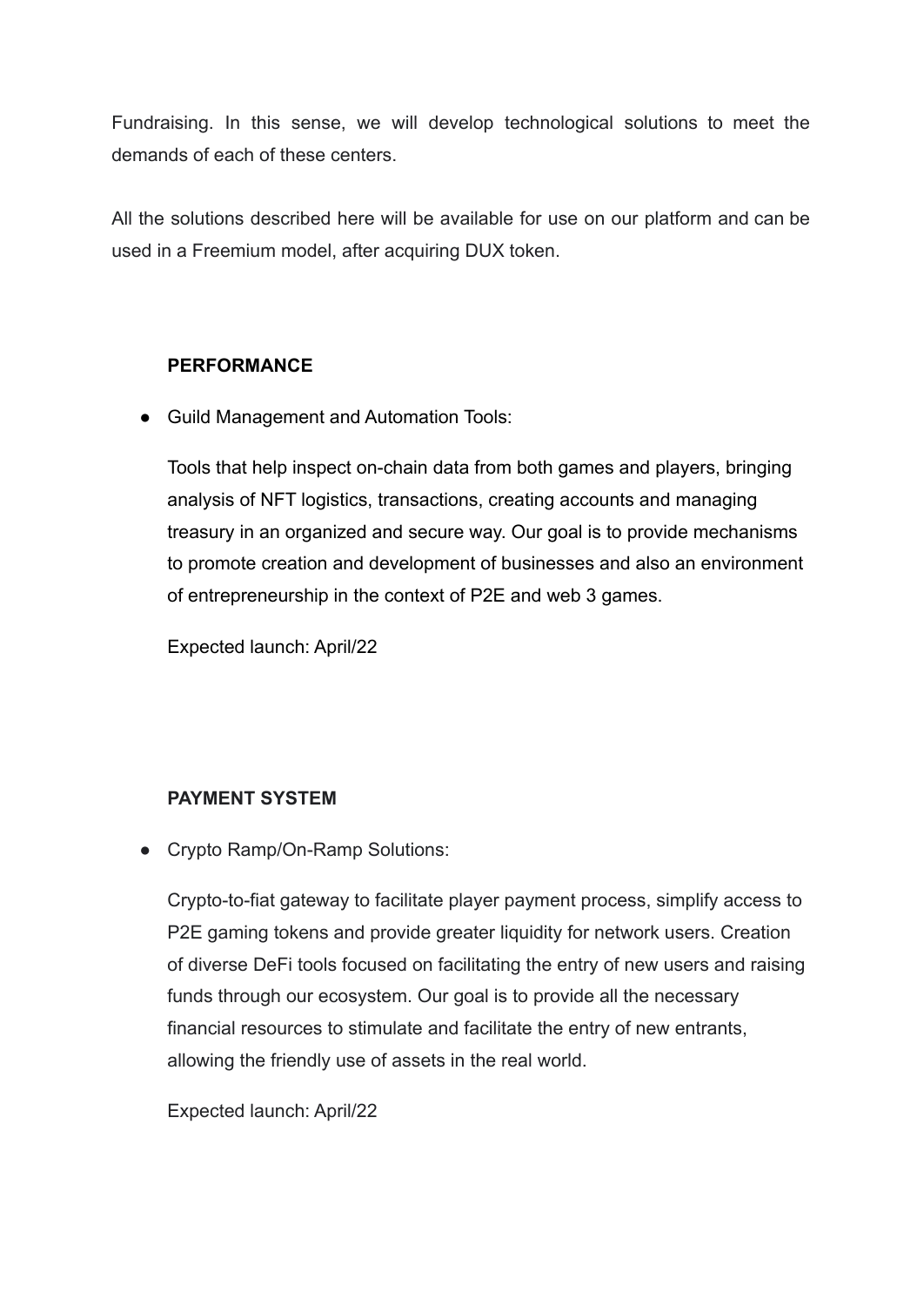Fundraising. In this sense, we will develop technological solutions to meet the demands of each of these centers.

All the solutions described here will be available for use on our platform and can be used in a Freemium model, after acquiring DUX token.

### PERFORMANCE

- Guild Management and Automation Tools:

  Tools that help inspect on-chain data from both games and players, bringing analysis of NFT logistics, transactions, creating accounts and managing treasury in an organized and secure way. Our goal is to provide mechanisms to promote creation and development of businesses and also an environment of entrepreneurship in the context of P2E and web 3 games.

  Expected launch: April/22

### PAYMENT SYSTEM

- Crypto Ramp/On-Ramp Solutions:

  Crypto-to-fiat gateway to facilitate player payment process, simplify access to P2E gaming tokens and provide greater liquidity for network users. Creation of diverse DeFi tools focused on facilitating the entry of new users and raising funds through our ecosystem. Our goal is to provide all the necessary financial resources to stimulate and facilitate the entry of new entrants, allowing the friendly use of assets in the real world.

  Expected launch: April/22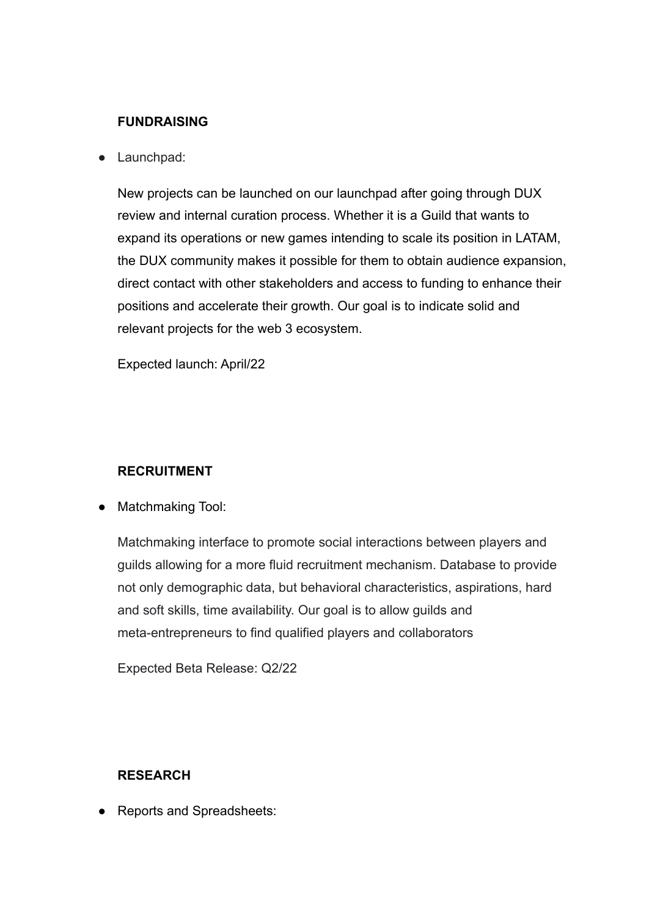**FUNDRAISING**

- Launchpad:

  New projects can be launched on our launchpad after going through DUX review and internal curation process. Whether it is a Guild that wants to expand its operations or new games intending to scale its position in LATAM, the DUX community makes it possible for them to obtain audience expansion, direct contact with other stakeholders and access to funding to enhance their positions and accelerate their growth. Our goal is to indicate solid and relevant projects for the web 3 ecosystem.

  Expected launch: April/22

**RECRUITMENT**

- Matchmaking Tool:

  Matchmaking interface to promote social interactions between players and guilds allowing for a more fluid recruitment mechanism. Database to provide not only demographic data, but behavioral characteristics, aspirations, hard and soft skills, time availability. Our goal is to allow guilds and meta-entrepreneurs to find qualified players and collaborators

  Expected Beta Release: Q2/22

**RESEARCH**

- Reports and Spreadsheets: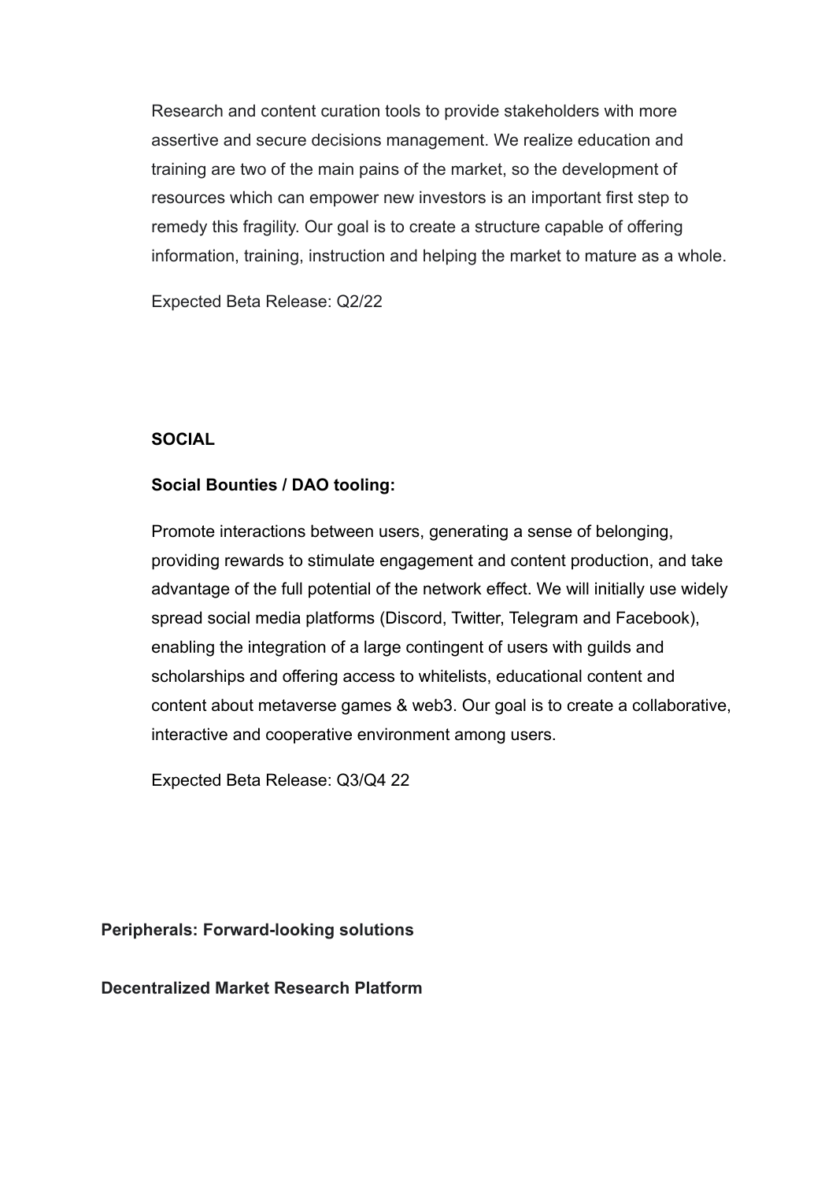Research and content curation tools to provide stakeholders with more assertive and secure decisions management. We realize education and training are two of the main pains of the market, so the development of resources which can empower new investors is an important first step to remedy this fragility. Our goal is to create a structure capable of offering information, training, instruction and helping the market to mature as a whole.

Expected Beta Release: Q2/22

**SOCIAL**

**Social Bounties / DAO tooling:**

Promote interactions between users, generating a sense of belonging, providing rewards to stimulate engagement and content production, and take advantage of the full potential of the network effect. We will initially use widely spread social media platforms (Discord, Twitter, Telegram and Facebook), enabling the integration of a large contingent of users with guilds and scholarships and offering access to whitelists, educational content and content about metaverse games & web3. Our goal is to create a collaborative, interactive and cooperative environment among users.

Expected Beta Release: Q3/Q4 22

**Peripherals: Forward-looking solutions**

**Decentralized Market Research Platform**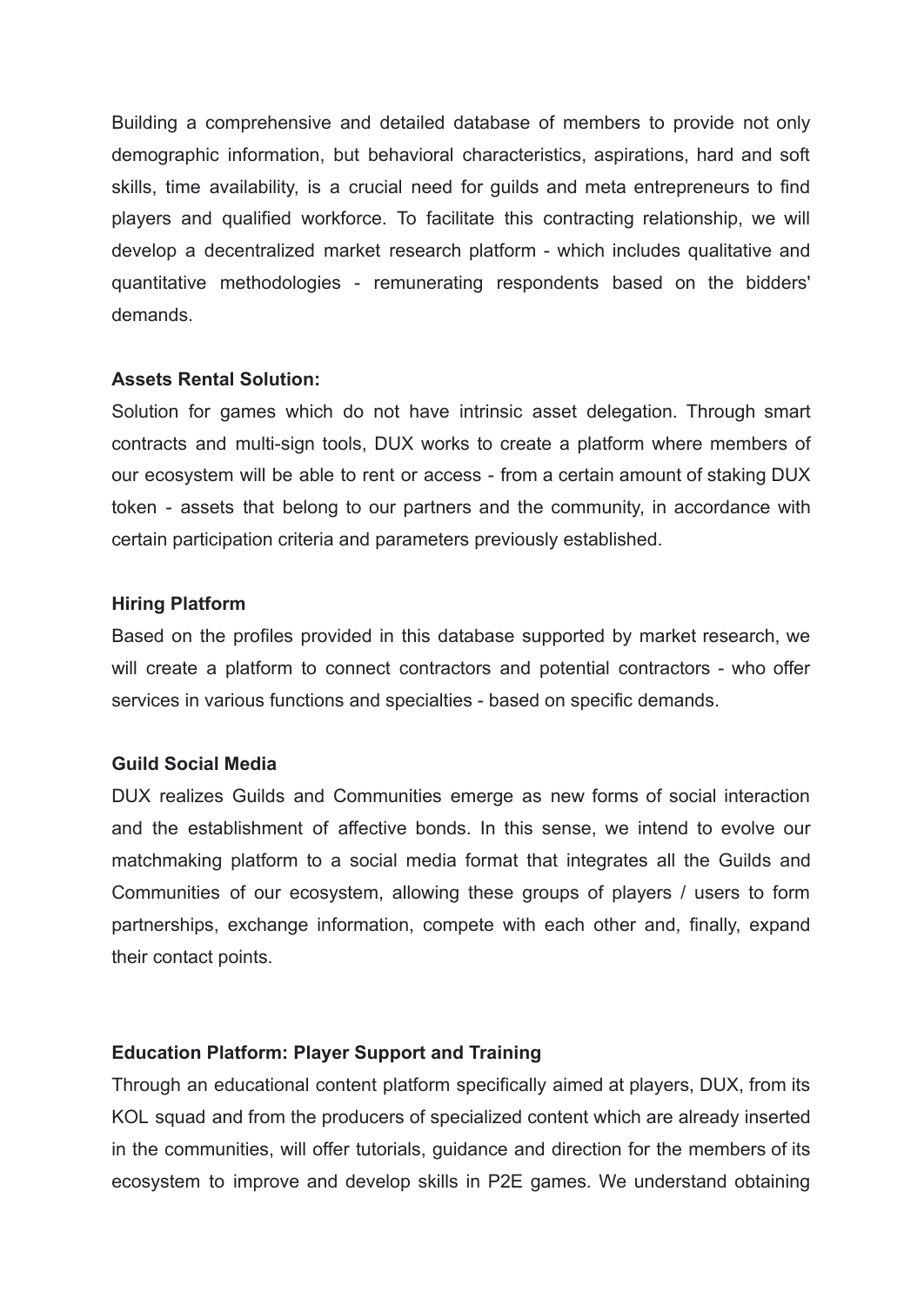Building a comprehensive and detailed database of members to provide not only demographic information, but behavioral characteristics, aspirations, hard and soft skills, time availability, is a crucial need for guilds and meta entrepreneurs to find players and qualified workforce. To facilitate this contracting relationship, we will develop a decentralized market research platform - which includes qualitative and quantitative methodologies - remunerating respondents based on the bidders' demands.

**Assets Rental Solution:**

Solution for games which do not have intrinsic asset delegation. Through smart contracts and multi-sign tools, DUX works to create a platform where members of our ecosystem will be able to rent or access - from a certain amount of staking DUX token - assets that belong to our partners and the community, in accordance with certain participation criteria and parameters previously established.

**Hiring Platform**

Based on the profiles provided in this database supported by market research, we will create a platform to connect contractors and potential contractors - who offer services in various functions and specialties - based on specific demands.

**Guild Social Media**

DUX realizes Guilds and Communities emerge as new forms of social interaction and the establishment of affective bonds. In this sense, we intend to evolve our matchmaking platform to a social media format that integrates all the Guilds and Communities of our ecosystem, allowing these groups of players / users to form partnerships, exchange information, compete with each other and, finally, expand their contact points.

**Education Platform: Player Support and Training**

Through an educational content platform specifically aimed at players, DUX, from its KOL squad and from the producers of specialized content which are already inserted in the communities, will offer tutorials, guidance and direction for the members of its ecosystem to improve and develop skills in P2E games. We understand obtaining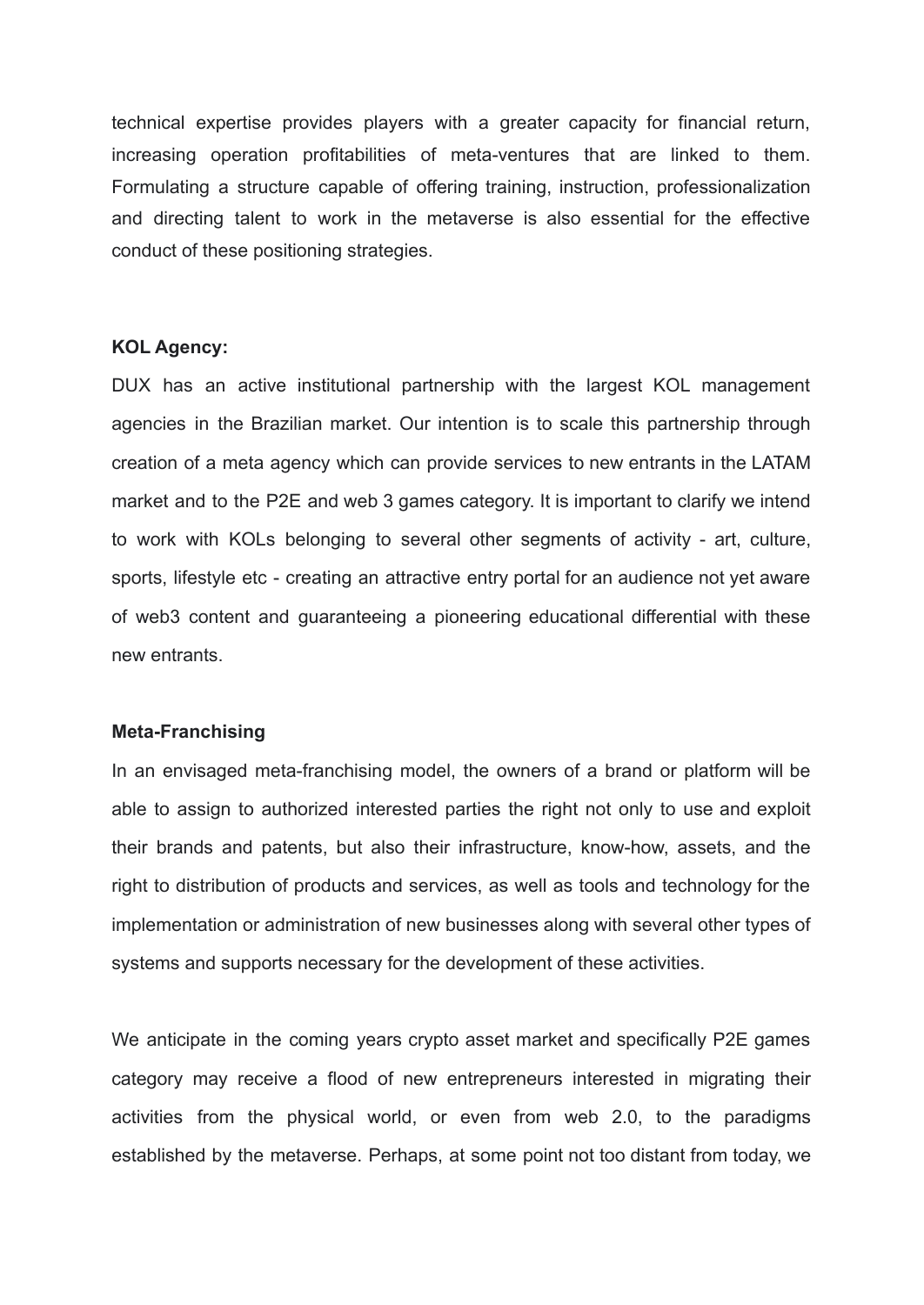technical expertise provides players with a greater capacity for financial return, increasing operation profitabilities of meta-ventures that are linked to them. Formulating a structure capable of offering training, instruction, professionalization and directing talent to work in the metaverse is also essential for the effective conduct of these positioning strategies.

**KOL Agency:**

DUX has an active institutional partnership with the largest KOL management agencies in the Brazilian market. Our intention is to scale this partnership through creation of a meta agency which can provide services to new entrants in the LATAM market and to the P2E and web 3 games category. It is important to clarify we intend to work with KOLs belonging to several other segments of activity - art, culture, sports, lifestyle etc - creating an attractive entry portal for an audience not yet aware of web3 content and guaranteeing a pioneering educational differential with these new entrants.

**Meta-Franchising**

In an envisaged meta-franchising model, the owners of a brand or platform will be able to assign to authorized interested parties the right not only to use and exploit their brands and patents, but also their infrastructure, know-how, assets, and the right to distribution of products and services, as well as tools and technology for the implementation or administration of new businesses along with several other types of systems and supports necessary for the development of these activities.

We anticipate in the coming years crypto asset market and specifically P2E games category may receive a flood of new entrepreneurs interested in migrating their activities from the physical world, or even from web 2.0, to the paradigms established by the metaverse. Perhaps, at some point not too distant from today, we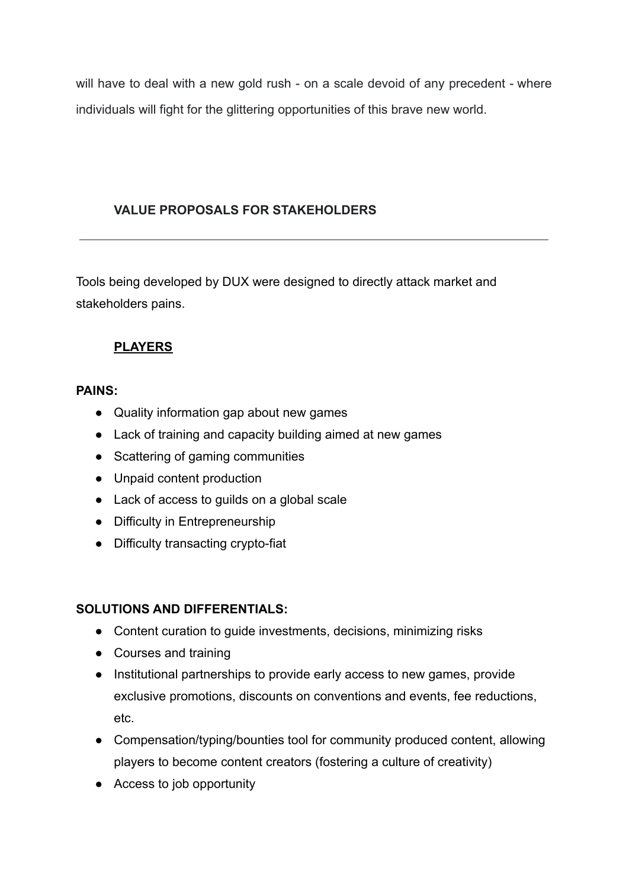will have to deal with a new gold rush - on a scale devoid of any precedent - where individuals will fight for the glittering opportunities of this brave new world.

## VALUE PROPOSALS FOR STAKEHOLDERS

---

Tools being developed by DUX were designed to directly attack market and stakeholders pains.

### PLAYERS

**PAINS:**

- Quality information gap about new games
- Lack of training and capacity building aimed at new games
- Scattering of gaming communities
- Unpaid content production
- Lack of access to guilds on a global scale
- Difficulty in Entrepreneurship
- Difficulty transacting crypto-fiat

**SOLUTIONS AND DIFFERENTIALS:**

- Content curation to guide investments, decisions, minimizing risks
- Courses and training
- Institutional partnerships to provide early access to new games, provide exclusive promotions, discounts on conventions and events, fee reductions, etc.
- Compensation/typing/bounties tool for community produced content, allowing players to become content creators (fostering a culture of creativity)
- Access to job opportunity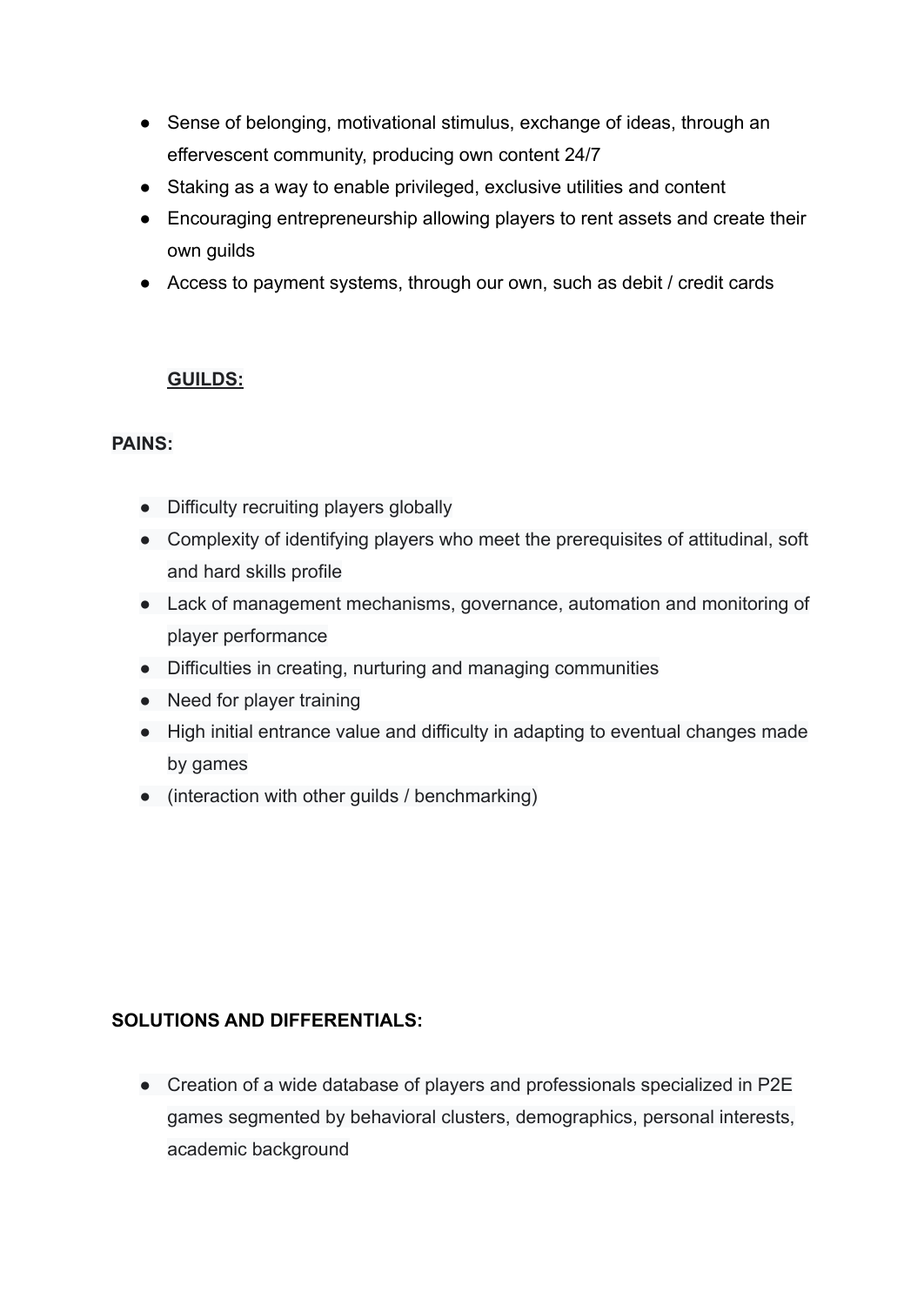- Sense of belonging, motivational stimulus, exchange of ideas, through an effervescent community, producing own content 24/7
- Staking as a way to enable privileged, exclusive utilities and content
- Encouraging entrepreneurship allowing players to rent assets and create their own guilds
- Access to payment systems, through our own, such as debit / credit cards

**GUILDS:**

**PAINS:**

- Difficulty recruiting players globally
- Complexity of identifying players who meet the prerequisites of attitudinal, soft and hard skills profile
- Lack of management mechanisms, governance, automation and monitoring of player performance
- Difficulties in creating, nurturing and managing communities
- Need for player training
- High initial entrance value and difficulty in adapting to eventual changes made by games
- (interaction with other guilds / benchmarking)

**SOLUTIONS AND DIFFERENTIALS:**

- Creation of a wide database of players and professionals specialized in P2E games segmented by behavioral clusters, demographics, personal interests, academic background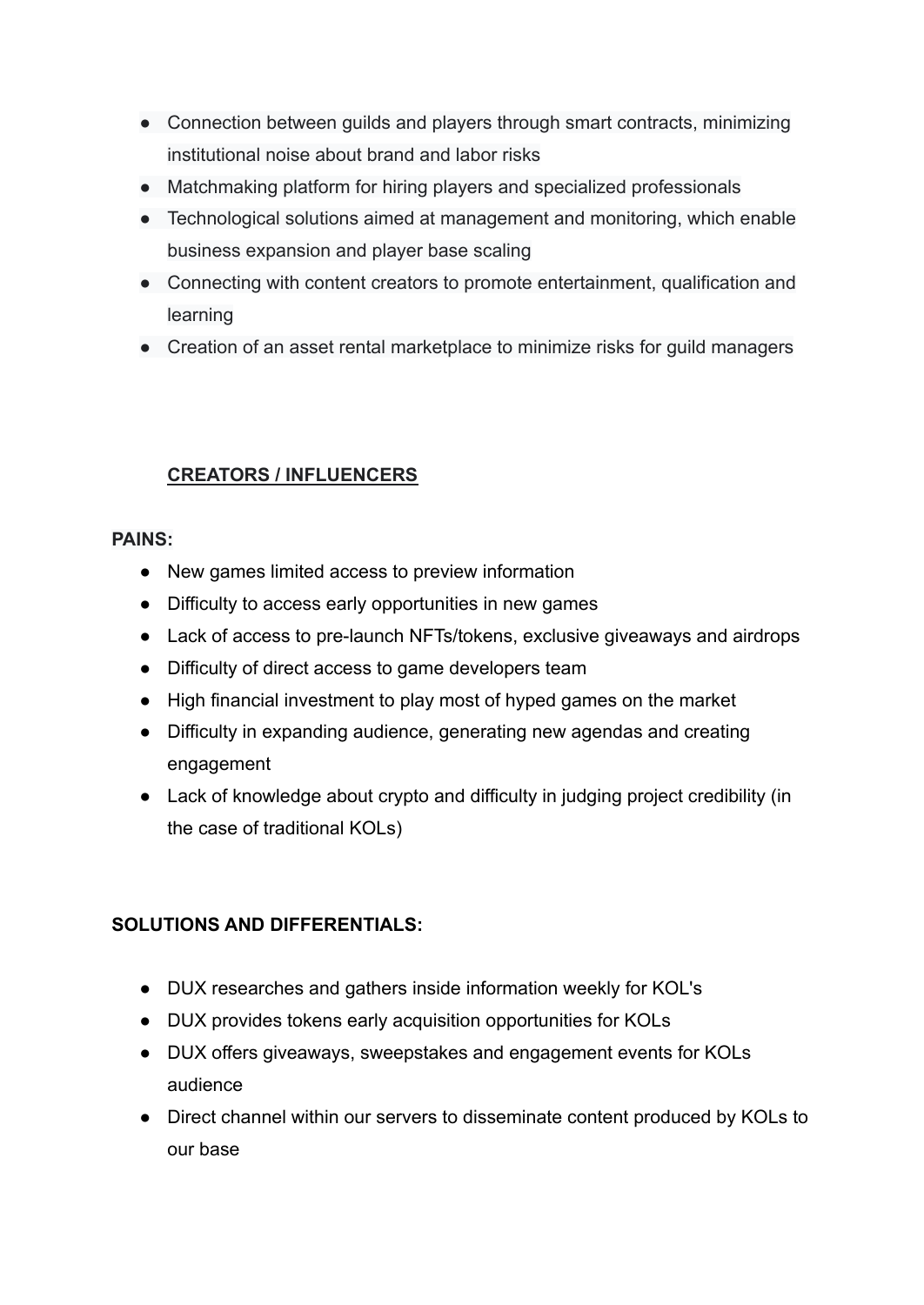- Connection between guilds and players through smart contracts, minimizing institutional noise about brand and labor risks
- Matchmaking platform for hiring players and specialized professionals
- Technological solutions aimed at management and monitoring, which enable business expansion and player base scaling
- Connecting with content creators to promote entertainment, qualification and learning
- Creation of an asset rental marketplace to minimize risks for guild managers

## **CREATORS / INFLUENCERS**

**PAINS:**

- New games limited access to preview information
- Difficulty to access early opportunities in new games
- Lack of access to pre-launch NFTs/tokens, exclusive giveaways and airdrops
- Difficulty of direct access to game developers team
- High financial investment to play most of hyped games on the market
- Difficulty in expanding audience, generating new agendas and creating engagement
- Lack of knowledge about crypto and difficulty in judging project credibility (in the case of traditional KOLs)

**SOLUTIONS AND DIFFERENTIALS:**

- DUX researches and gathers inside information weekly for KOL's
- DUX provides tokens early acquisition opportunities for KOLs
- DUX offers giveaways, sweepstakes and engagement events for KOLs audience
- Direct channel within our servers to disseminate content produced by KOLs to our base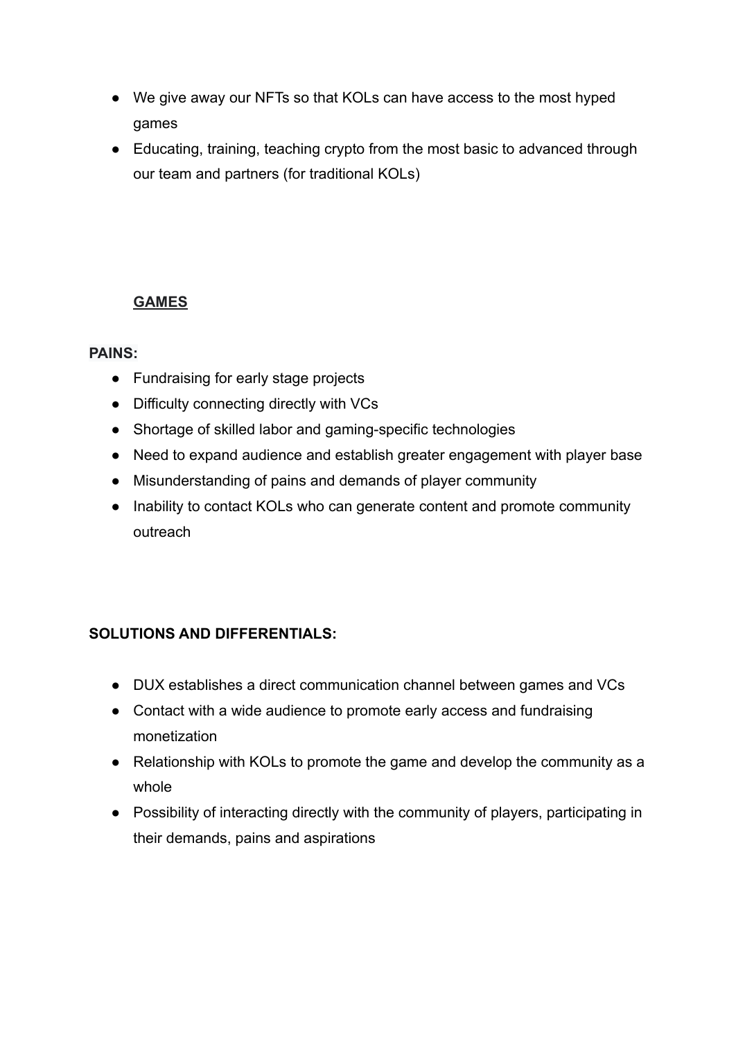- We give away our NFTs so that KOLs can have access to the most hyped games
- Educating, training, teaching crypto from the most basic to advanced through our team and partners (for traditional KOLs)

## GAMES

**PAINS:**

- Fundraising for early stage projects
- Difficulty connecting directly with VCs
- Shortage of skilled labor and gaming-specific technologies
- Need to expand audience and establish greater engagement with player base
- Misunderstanding of pains and demands of player community
- Inability to contact KOLs who can generate content and promote community outreach

**SOLUTIONS AND DIFFERENTIALS:**

- DUX establishes a direct communication channel between games and VCs
- Contact with a wide audience to promote early access and fundraising monetization
- Relationship with KOLs to promote the game and develop the community as a whole
- Possibility of interacting directly with the community of players, participating in their demands, pains and aspirations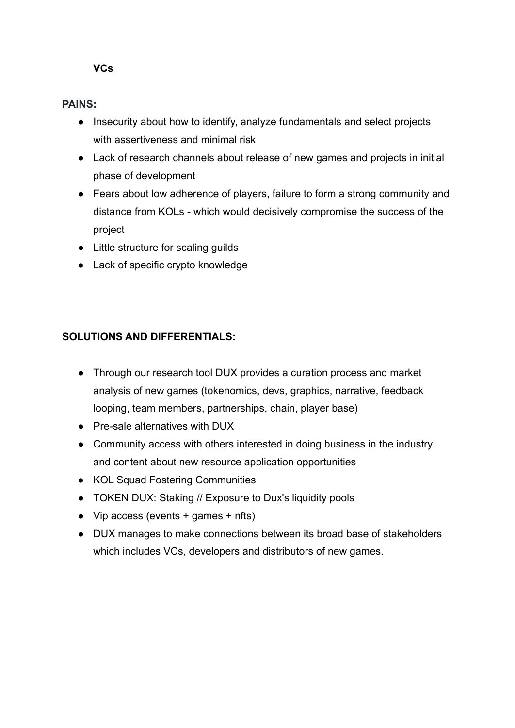**<u>VCs</u>**

**PAINS:**

- Insecurity about how to identify, analyze fundamentals and select projects with assertiveness and minimal risk
- Lack of research channels about release of new games and projects in initial phase of development
- Fears about low adherence of players, failure to form a strong community and distance from KOLs - which would decisively compromise the success of the project
- Little structure for scaling guilds
- Lack of specific crypto knowledge

**SOLUTIONS AND DIFFERENTIALS:**

- Through our research tool DUX provides a curation process and market analysis of new games (tokenomics, devs, graphics, narrative, feedback looping, team members, partnerships, chain, player base)
- Pre-sale alternatives with DUX
- Community access with others interested in doing business in the industry and content about new resource application opportunities
- KOL Squad Fostering Communities
- TOKEN DUX: Staking // Exposure to Dux's liquidity pools
- Vip access (events + games + nfts)
- DUX manages to make connections between its broad base of stakeholders which includes VCs, developers and distributors of new games.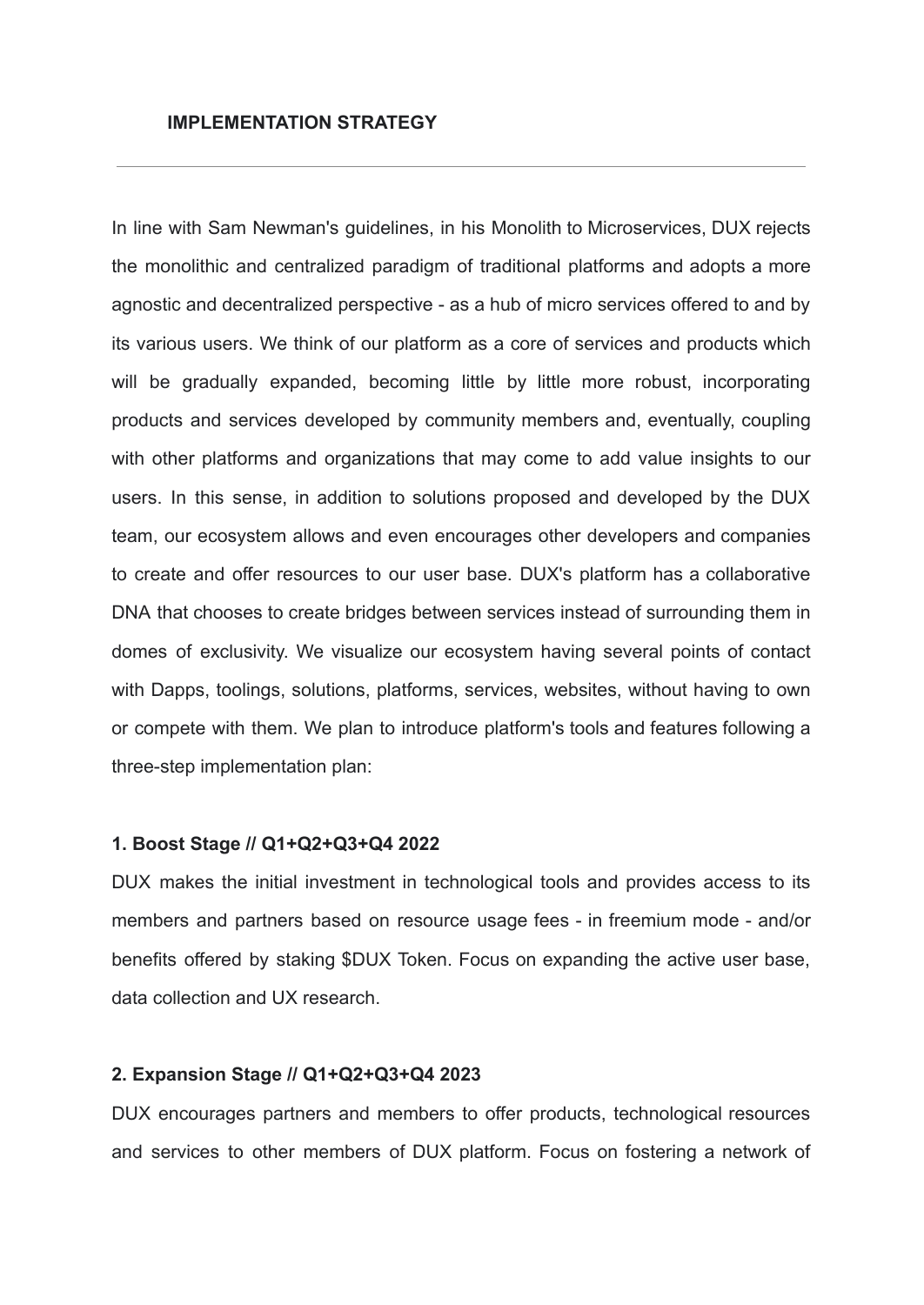## IMPLEMENTATION STRATEGY

---

In line with Sam Newman's guidelines, in his Monolith to Microservices, DUX rejects the monolithic and centralized paradigm of traditional platforms and adopts a more agnostic and decentralized perspective - as a hub of micro services offered to and by its various users. We think of our platform as a core of services and products which will be gradually expanded, becoming little by little more robust, incorporating products and services developed by community members and, eventually, coupling with other platforms and organizations that may come to add value insights to our users. In this sense, in addition to solutions proposed and developed by the DUX team, our ecosystem allows and even encourages other developers and companies to create and offer resources to our user base. DUX's platform has a collaborative DNA that chooses to create bridges between services instead of surrounding them in domes of exclusivity. We visualize our ecosystem having several points of contact with Dapps, toolings, solutions, platforms, services, websites, without having to own or compete with them. We plan to introduce platform's tools and features following a three-step implementation plan:

**1. Boost Stage // Q1+Q2+Q3+Q4 2022**

DUX makes the initial investment in technological tools and provides access to its members and partners based on resource usage fees - in freemium mode - and/or benefits offered by staking $DUX Token. Focus on expanding the active user base, data collection and UX research.

**2. Expansion Stage // Q1+Q2+Q3+Q4 2023**

DUX encourages partners and members to offer products, technological resources and services to other members of DUX platform. Focus on fostering a network of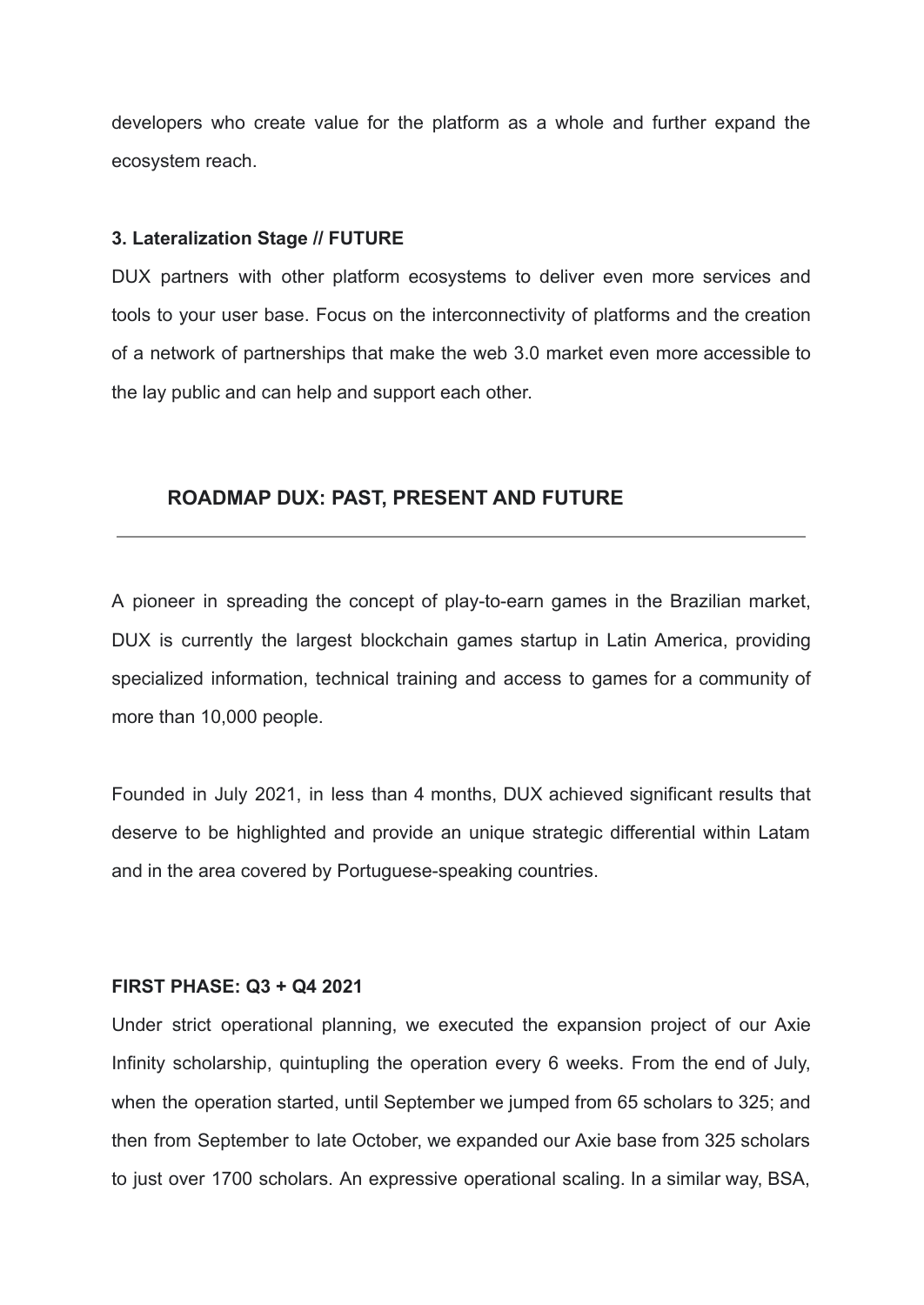developers who create value for the platform as a whole and further expand the ecosystem reach.

**3. Lateralization Stage // FUTURE**

DUX partners with other platform ecosystems to deliver even more services and tools to your user base. Focus on the interconnectivity of platforms and the creation of a network of partnerships that make the web 3.0 market even more accessible to the lay public and can help and support each other.

## ROADMAP DUX: PAST, PRESENT AND FUTURE

---

A pioneer in spreading the concept of play-to-earn games in the Brazilian market, DUX is currently the largest blockchain games startup in Latin America, providing specialized information, technical training and access to games for a community of more than 10,000 people.

Founded in July 2021, in less than 4 months, DUX achieved significant results that deserve to be highlighted and provide an unique strategic differential within Latam and in the area covered by Portuguese-speaking countries.

**FIRST PHASE: Q3 + Q4 2021**

Under strict operational planning, we executed the expansion project of our Axie Infinity scholarship, quintupling the operation every 6 weeks. From the end of July, when the operation started, until September we jumped from 65 scholars to 325; and then from September to late October, we expanded our Axie base from 325 scholars to just over 1700 scholars. An expressive operational scaling. In a similar way, BSA,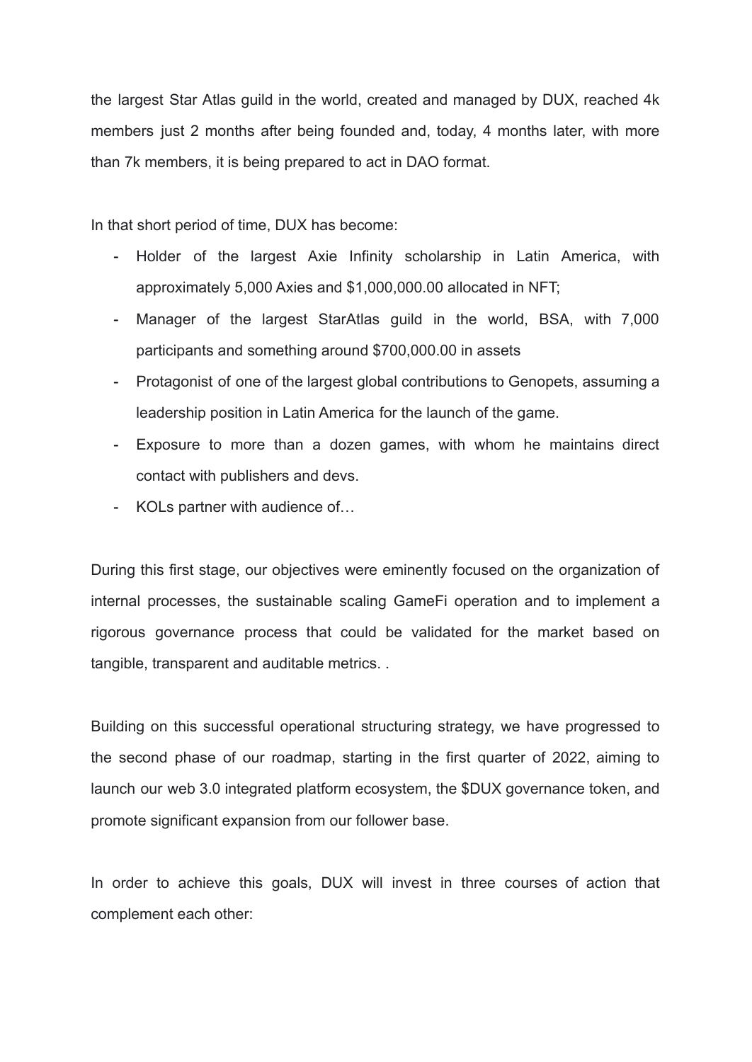the largest Star Atlas guild in the world, created and managed by DUX, reached 4k members just 2 months after being founded and, today, 4 months later, with more than 7k members, it is being prepared to act in DAO format.

In that short period of time, DUX has become:

- Holder of the largest Axie Infinity scholarship in Latin America, with approximately 5,000 Axies and $1,000,000.00 allocated in NFT;
- Manager of the largest StarAtlas guild in the world, BSA, with 7,000 participants and something around $700,000.00 in assets
- Protagonist of one of the largest global contributions to Genopets, assuming a leadership position in Latin America for the launch of the game.
- Exposure to more than a dozen games, with whom he maintains direct contact with publishers and devs.
- KOLs partner with audience of…

During this first stage, our objectives were eminently focused on the organization of internal processes, the sustainable scaling GameFi operation and to implement a rigorous governance process that could be validated for the market based on tangible, transparent and auditable metrics. .

Building on this successful operational structuring strategy, we have progressed to the second phase of our roadmap, starting in the first quarter of 2022, aiming to launch our web 3.0 integrated platform ecosystem, the $DUX governance token, and promote significant expansion from our follower base.

In order to achieve this goals, DUX will invest in three courses of action that complement each other: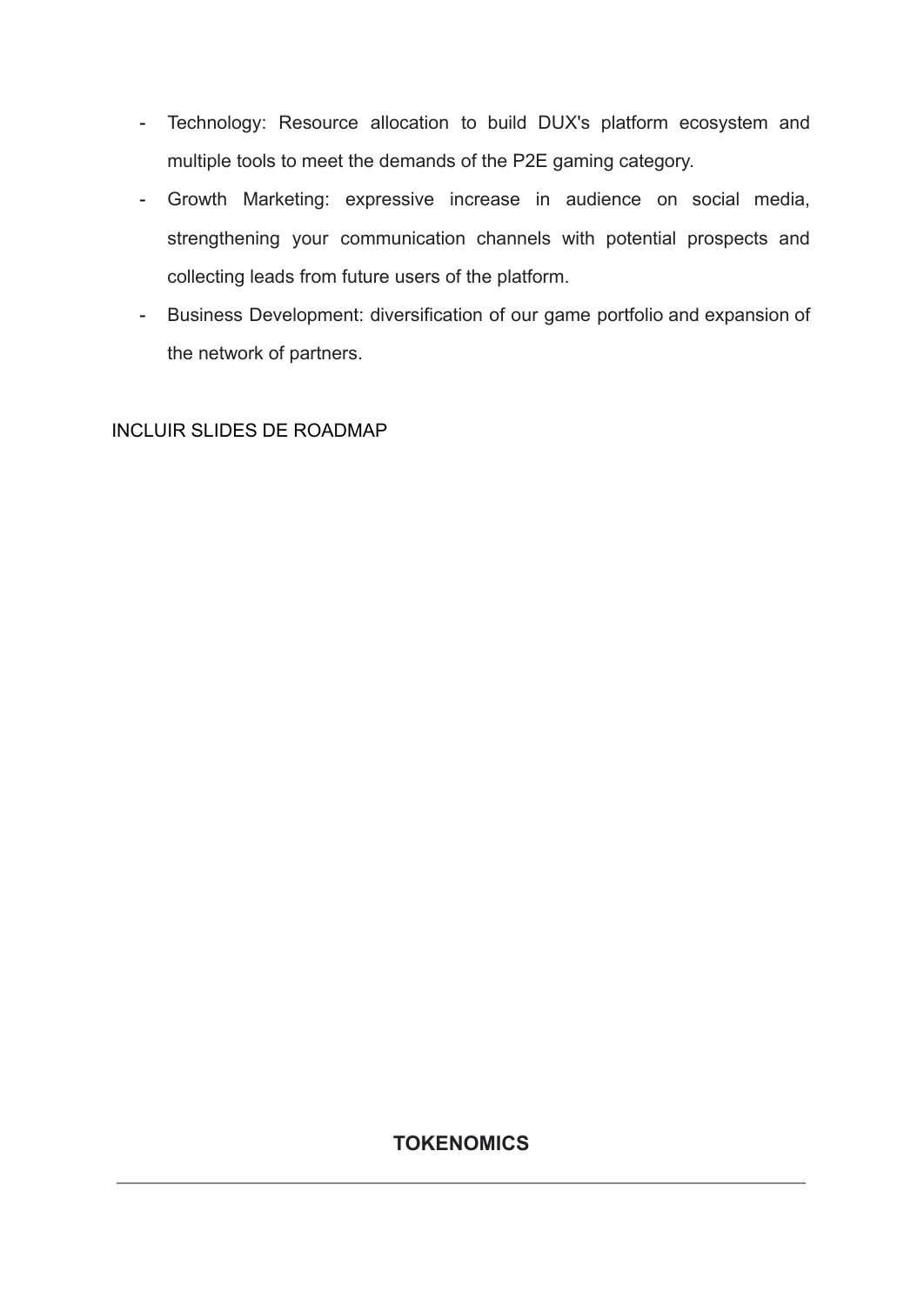- Technology: Resource allocation to build DUX's platform ecosystem and multiple tools to meet the demands of the P2E gaming category.
- Growth Marketing: expressive increase in audience on social media, strengthening your communication channels with potential prospects and collecting leads from future users of the platform.
- Business Development: diversification of our game portfolio and expansion of the network of partners.

INCLUIR SLIDES DE ROADMAP

## TOKENOMICS

---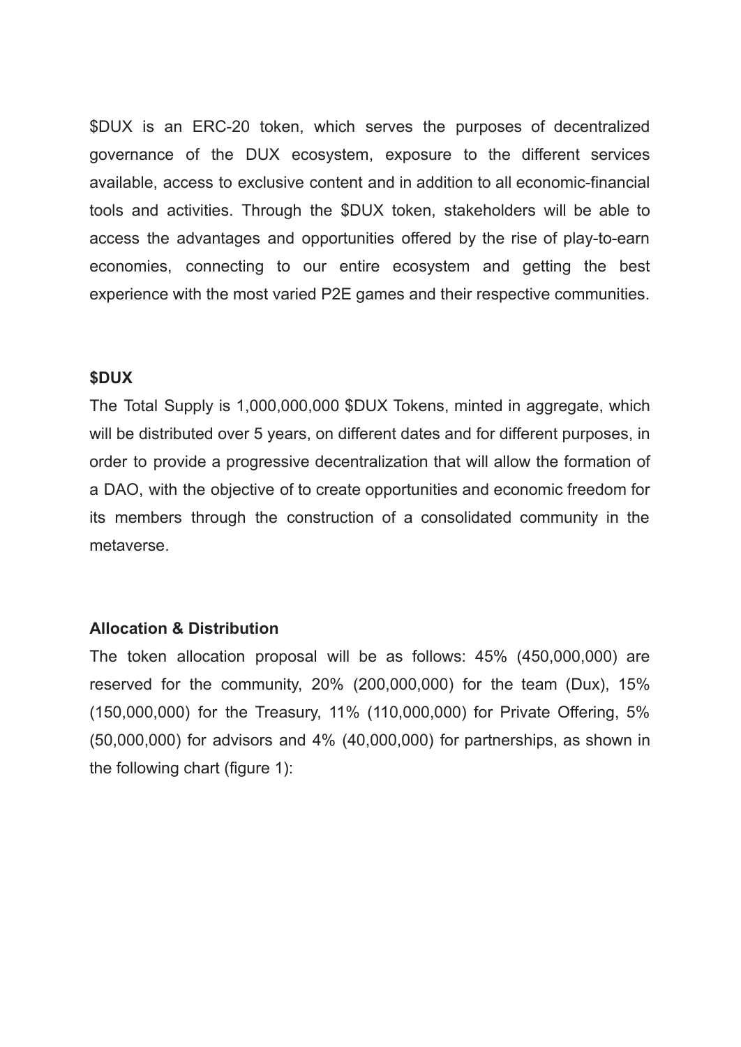$DUX is an ERC-20 token, which serves the purposes of decentralized governance of the DUX ecosystem, exposure to the different services available, access to exclusive content and in addition to all economic-financial tools and activities. Through the $DUX token, stakeholders will be able to access the advantages and opportunities offered by the rise of play-to-earn economies, connecting to our entire ecosystem and getting the best experience with the most varied P2E games and their respective communities.

**$DUX**

The Total Supply is 1,000,000,000 $DUX Tokens, minted in aggregate, which will be distributed over 5 years, on different dates and for different purposes, in order to provide a progressive decentralization that will allow the formation of a DAO, with the objective of to create opportunities and economic freedom for its members through the construction of a consolidated community in the metaverse.

**Allocation & Distribution**

The token allocation proposal will be as follows: 45% (450,000,000) are reserved for the community, 20% (200,000,000) for the team (Dux), 15% (150,000,000) for the Treasury, 11% (110,000,000) for Private Offering, 5% (50,000,000) for advisors and 4% (40,000,000) for partnerships, as shown in the following chart (figure 1):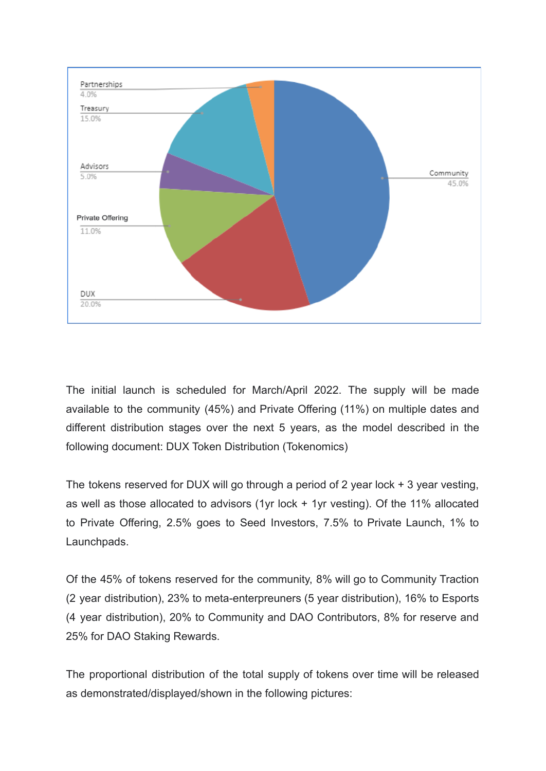Partnerships 4.0%
Treasury 15.0%
Advisors 5.0%
Private Offering 11.0%
DUX 20.0%
Community 45.0%

The initial launch is scheduled for March/April 2022. The supply will be made available to the community (45%) and Private Offering (11%) on multiple dates and different distribution stages over the next 5 years, as the model described in the following document: DUX Token Distribution (Tokenomics)

The tokens reserved for DUX will go through a period of 2 year lock + 3 year vesting, as well as those allocated to advisors (1yr lock + 1yr vesting). Of the 11% allocated to Private Offering, 2.5% goes to Seed Investors, 7.5% to Private Launch, 1% to Launchpads.

Of the 45% of tokens reserved for the community, 8% will go to Community Traction (2 year distribution), 23% to meta-enterpreuners (5 year distribution), 16% to Esports (4 year distribution), 20% to Community and DAO Contributors, 8% for reserve and 25% for DAO Staking Rewards.

The proportional distribution of the total supply of tokens over time will be released as demonstrated/displayed/shown in the following pictures: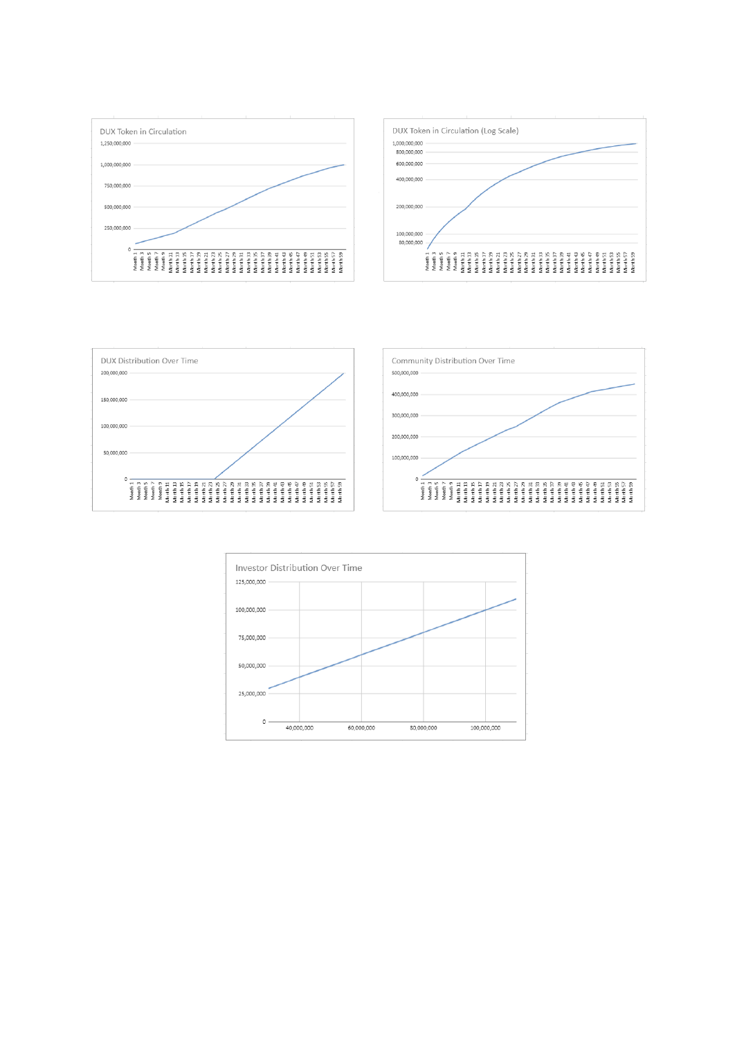DUX Token in Circulation

DUX Token in Circulation (Log Scale)

DUX Distribution Over Time

Community Distribution Over Time

Investor Distribution Over Time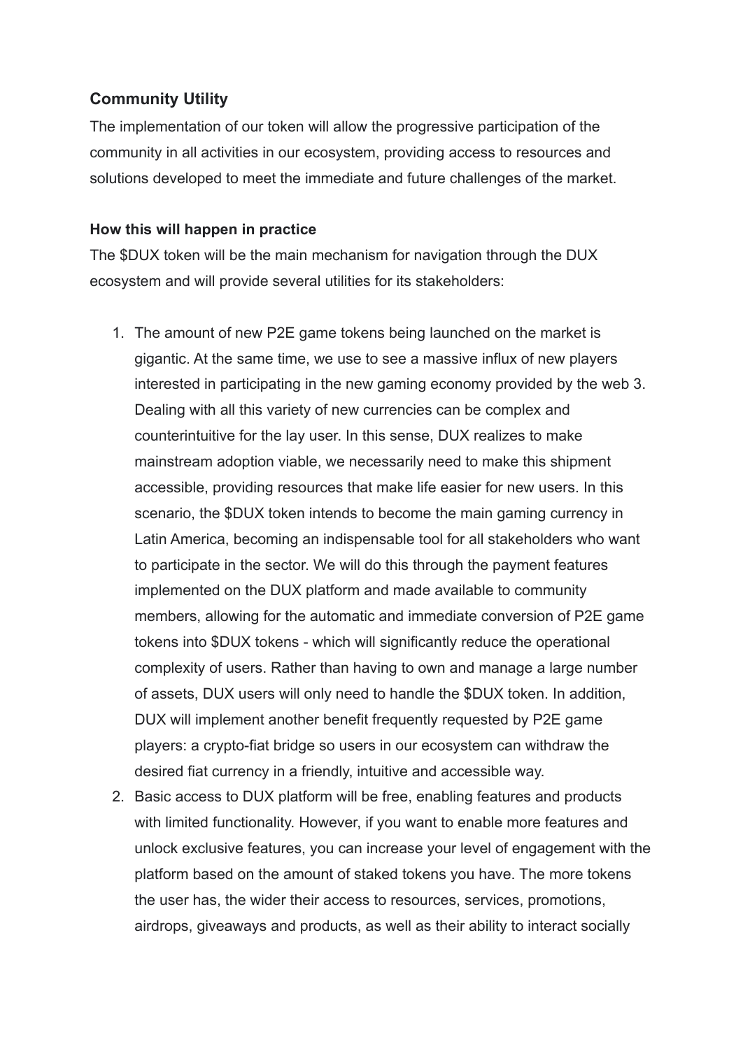### Community Utility

The implementation of our token will allow the progressive participation of the community in all activities in our ecosystem, providing access to resources and solutions developed to meet the immediate and future challenges of the market.

#### How this will happen in practice

The $DUX token will be the main mechanism for navigation through the DUX ecosystem and will provide several utilities for its stakeholders:

1. The amount of new P2E game tokens being launched on the market is gigantic. At the same time, we use to see a massive influx of new players interested in participating in the new gaming economy provided by the web 3. Dealing with all this variety of new currencies can be complex and counterintuitive for the lay user. In this sense, DUX realizes to make mainstream adoption viable, we necessarily need to make this shipment accessible, providing resources that make life easier for new users. In this scenario, the $DUX token intends to become the main gaming currency in Latin America, becoming an indispensable tool for all stakeholders who want to participate in the sector. We will do this through the payment features implemented on the DUX platform and made available to community members, allowing for the automatic and immediate conversion of P2E game tokens into $DUX tokens - which will significantly reduce the operational complexity of users. Rather than having to own and manage a large number of assets, DUX users will only need to handle the $DUX token. In addition, DUX will implement another benefit frequently requested by P2E game players: a crypto-fiat bridge so users in our ecosystem can withdraw the desired fiat currency in a friendly, intuitive and accessible way.
2. Basic access to DUX platform will be free, enabling features and products with limited functionality. However, if you want to enable more features and unlock exclusive features, you can increase your level of engagement with the platform based on the amount of staked tokens you have. The more tokens the user has, the wider their access to resources, services, promotions, airdrops, giveaways and products, as well as their ability to interact socially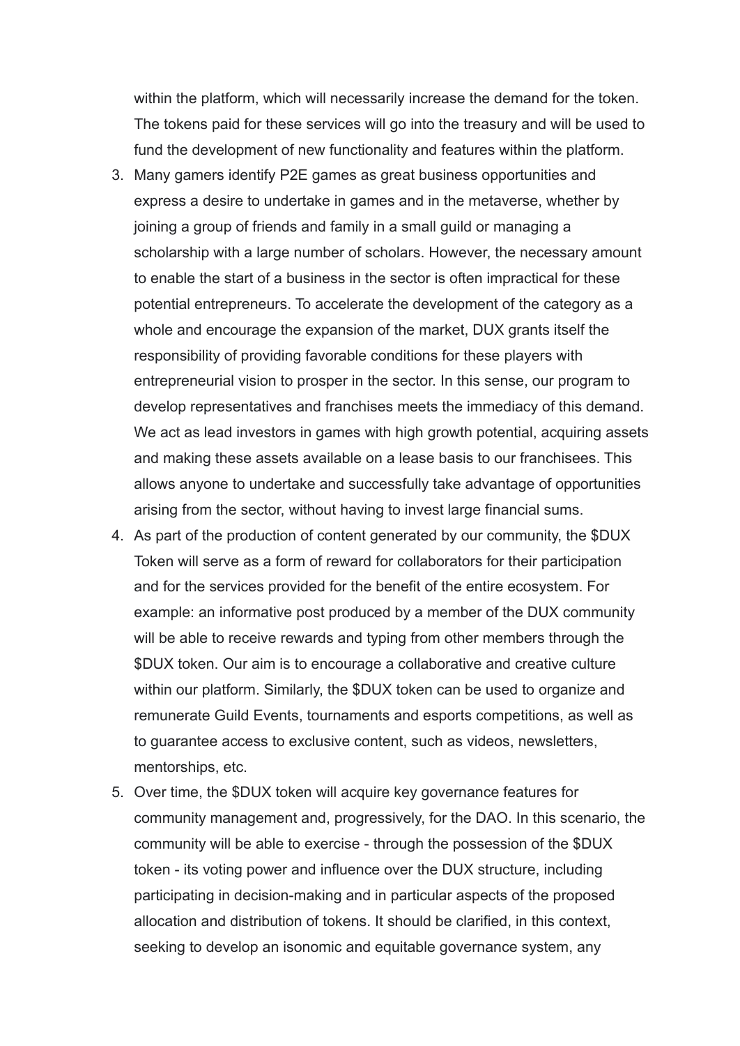within the platform, which will necessarily increase the demand for the token. The tokens paid for these services will go into the treasury and will be used to fund the development of new functionality and features within the platform.

3. Many gamers identify P2E games as great business opportunities and express a desire to undertake in games and in the metaverse, whether by joining a group of friends and family in a small guild or managing a scholarship with a large number of scholars. However, the necessary amount to enable the start of a business in the sector is often impractical for these potential entrepreneurs. To accelerate the development of the category as a whole and encourage the expansion of the market, DUX grants itself the responsibility of providing favorable conditions for these players with entrepreneurial vision to prosper in the sector. In this sense, our program to develop representatives and franchises meets the immediacy of this demand. We act as lead investors in games with high growth potential, acquiring assets and making these assets available on a lease basis to our franchisees. This allows anyone to undertake and successfully take advantage of opportunities arising from the sector, without having to invest large financial sums.
4. As part of the production of content generated by our community, the $DUX Token will serve as a form of reward for collaborators for their participation and for the services provided for the benefit of the entire ecosystem. For example: an informative post produced by a member of the DUX community will be able to receive rewards and typing from other members through the $DUX token. Our aim is to encourage a collaborative and creative culture within our platform. Similarly, the $DUX token can be used to organize and remunerate Guild Events, tournaments and esports competitions, as well as to guarantee access to exclusive content, such as videos, newsletters, mentorships, etc.
5. Over time, the $DUX token will acquire key governance features for community management and, progressively, for the DAO. In this scenario, the community will be able to exercise - through the possession of the $DUX token - its voting power and influence over the DUX structure, including participating in decision-making and in particular aspects of the proposed allocation and distribution of tokens. It should be clarified, in this context, seeking to develop an isonomic and equitable governance system, any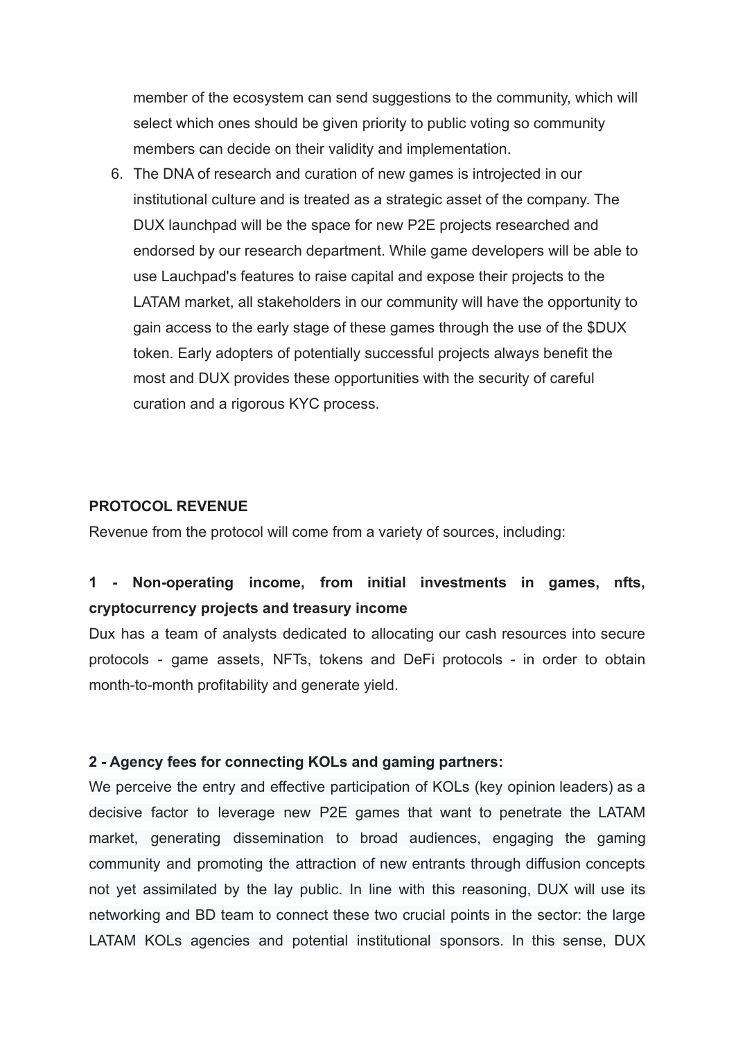member of the ecosystem can send suggestions to the community, which will select which ones should be given priority to public voting so community members can decide on their validity and implementation.

6. The DNA of research and curation of new games is introjected in our institutional culture and is treated as a strategic asset of the company. The DUX launchpad will be the space for new P2E projects researched and endorsed by our research department. While game developers will be able to use Lauchpad's features to raise capital and expose their projects to the LATAM market, all stakeholders in our community will have the opportunity to gain access to the early stage of these games through the use of the $DUX token. Early adopters of potentially successful projects always benefit the most and DUX provides these opportunities with the security of careful curation and a rigorous KYC process.

**PROTOCOL REVENUE**

Revenue from the protocol will come from a variety of sources, including:

**1 - Non-operating income, from initial investments in games, nfts, cryptocurrency projects and treasury income**

Dux has a team of analysts dedicated to allocating our cash resources into secure protocols - game assets, NFTs, tokens and DeFi protocols - in order to obtain month-to-month profitability and generate yield.

**2 - Agency fees for connecting KOLs and gaming partners:**

We perceive the entry and effective participation of KOLs (key opinion leaders) as a decisive factor to leverage new P2E games that want to penetrate the LATAM market, generating dissemination to broad audiences, engaging the gaming community and promoting the attraction of new entrants through diffusion concepts not yet assimilated by the lay public. In line with this reasoning, DUX will use its networking and BD team to connect these two crucial points in the sector: the large LATAM KOLs agencies and potential institutional sponsors. In this sense, DUX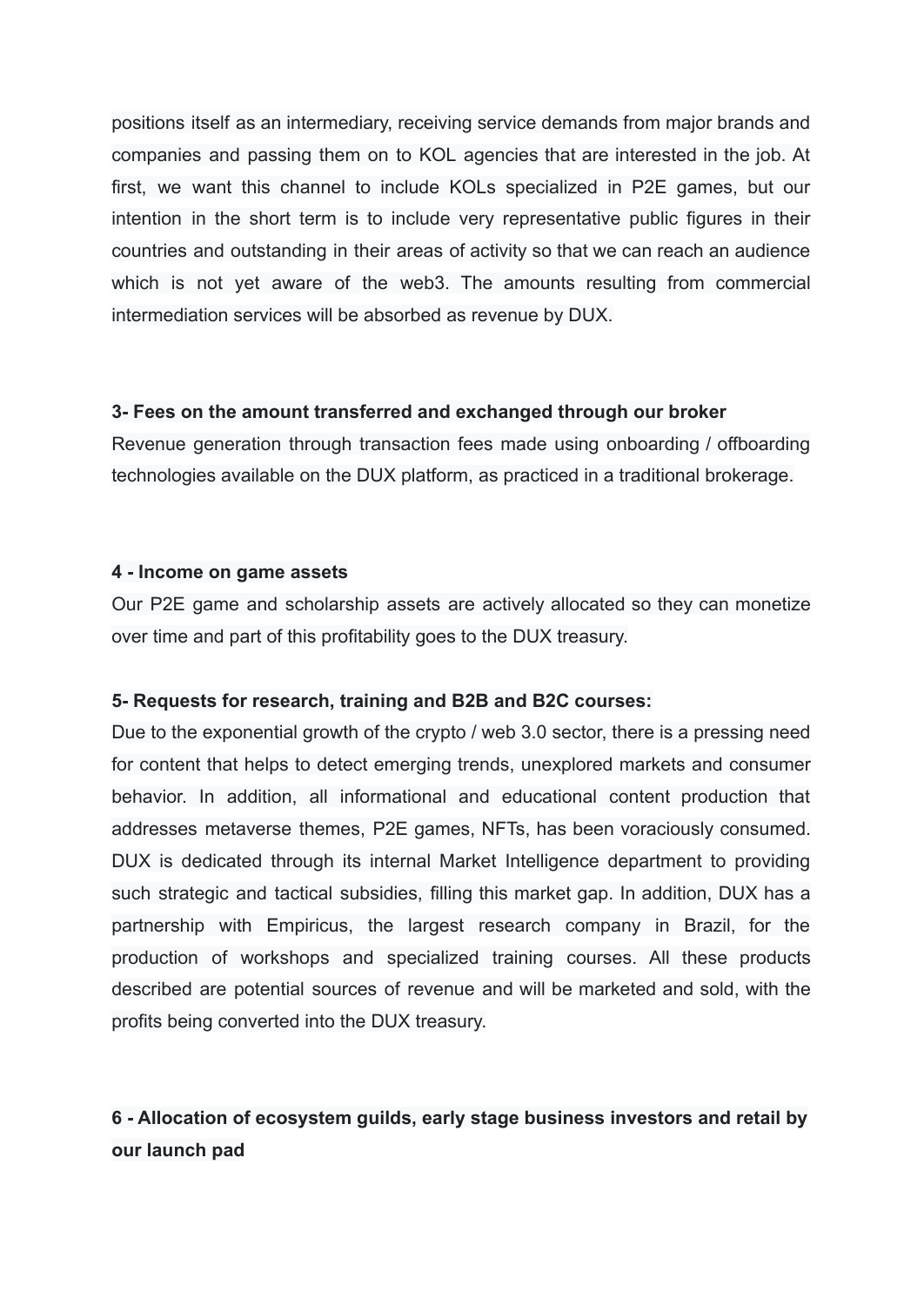positions itself as an intermediary, receiving service demands from major brands and companies and passing them on to KOL agencies that are interested in the job. At first, we want this channel to include KOLs specialized in P2E games, but our intention in the short term is to include very representative public figures in their countries and outstanding in their areas of activity so that we can reach an audience which is not yet aware of the web3. The amounts resulting from commercial intermediation services will be absorbed as revenue by DUX.

**3- Fees on the amount transferred and exchanged through our broker**

Revenue generation through transaction fees made using onboarding / offboarding technologies available on the DUX platform, as practiced in a traditional brokerage.

**4 - Income on game assets**

Our P2E game and scholarship assets are actively allocated so they can monetize over time and part of this profitability goes to the DUX treasury.

**5- Requests for research, training and B2B and B2C courses:**

Due to the exponential growth of the crypto / web 3.0 sector, there is a pressing need for content that helps to detect emerging trends, unexplored markets and consumer behavior. In addition, all informational and educational content production that addresses metaverse themes, P2E games, NFTs, has been voraciously consumed. DUX is dedicated through its internal Market Intelligence department to providing such strategic and tactical subsidies, filling this market gap. In addition, DUX has a partnership with Empiricus, the largest research company in Brazil, for the production of workshops and specialized training courses. All these products described are potential sources of revenue and will be marketed and sold, with the profits being converted into the DUX treasury.

**6 - Allocation of ecosystem guilds, early stage business investors and retail by our launch pad**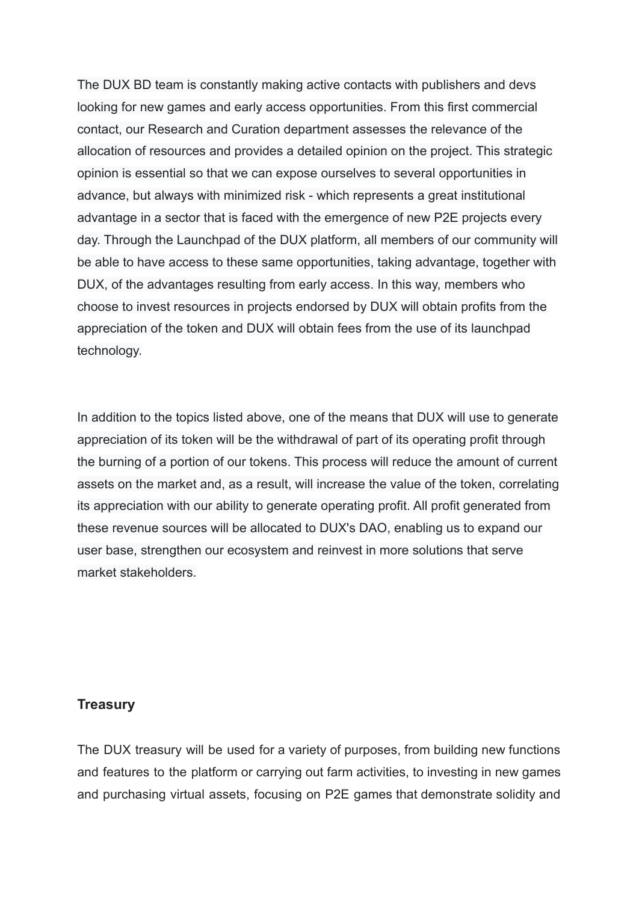The DUX BD team is constantly making active contacts with publishers and devs looking for new games and early access opportunities. From this first commercial contact, our Research and Curation department assesses the relevance of the allocation of resources and provides a detailed opinion on the project. This strategic opinion is essential so that we can expose ourselves to several opportunities in advance, but always with minimized risk - which represents a great institutional advantage in a sector that is faced with the emergence of new P2E projects every day. Through the Launchpad of the DUX platform, all members of our community will be able to have access to these same opportunities, taking advantage, together with DUX, of the advantages resulting from early access. In this way, members who choose to invest resources in projects endorsed by DUX will obtain profits from the appreciation of the token and DUX will obtain fees from the use of its launchpad technology.

In addition to the topics listed above, one of the means that DUX will use to generate appreciation of its token will be the withdrawal of part of its operating profit through the burning of a portion of our tokens. This process will reduce the amount of current assets on the market and, as a result, will increase the value of the token, correlating its appreciation with our ability to generate operating profit. All profit generated from these revenue sources will be allocated to DUX's DAO, enabling us to expand our user base, strengthen our ecosystem and reinvest in more solutions that serve market stakeholders.

**Treasury**

The DUX treasury will be used for a variety of purposes, from building new functions and features to the platform or carrying out farm activities, to investing in new games and purchasing virtual assets, focusing on P2E games that demonstrate solidity and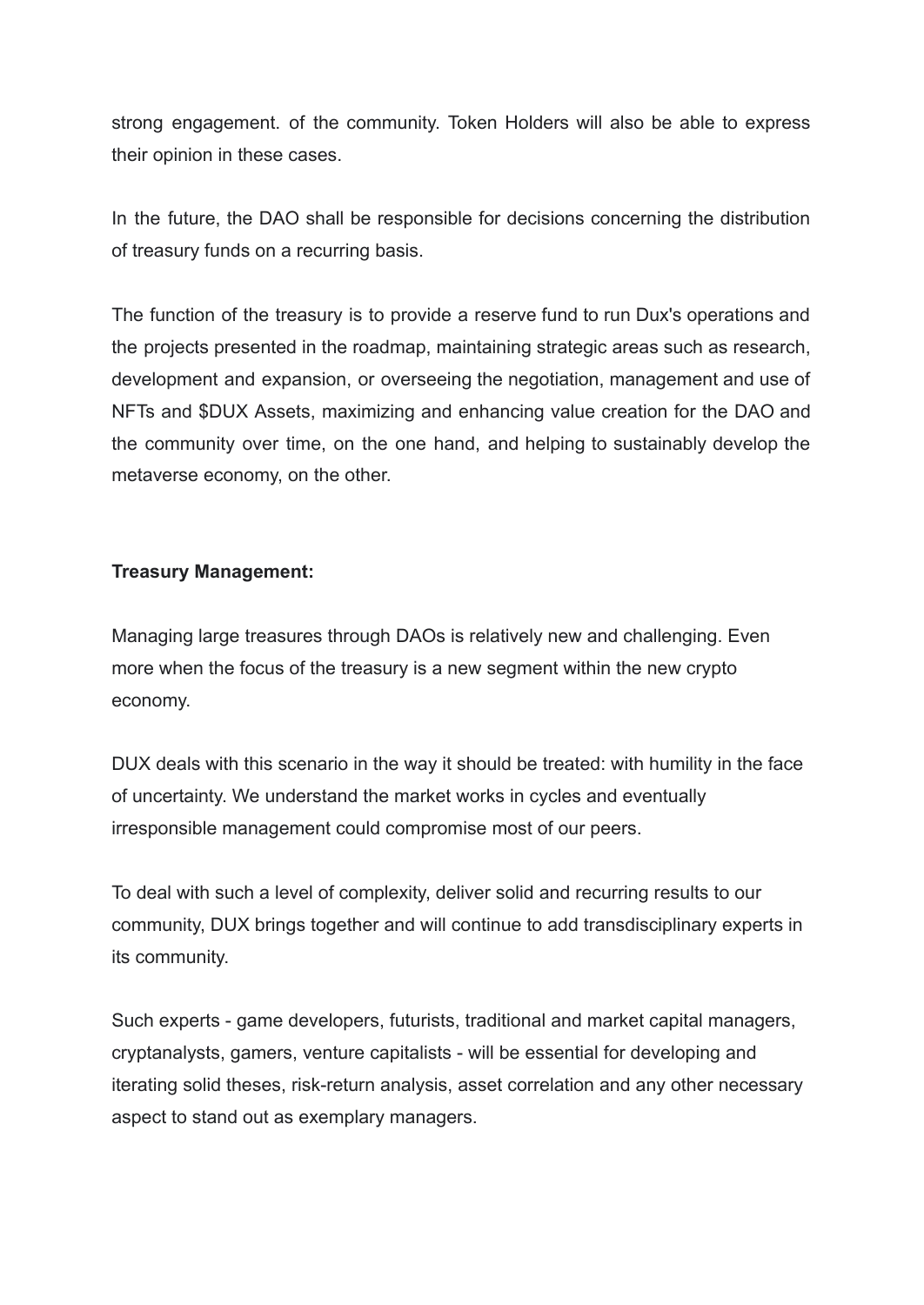strong engagement. of the community. Token Holders will also be able to express their opinion in these cases.

In the future, the DAO shall be responsible for decisions concerning the distribution of treasury funds on a recurring basis.

The function of the treasury is to provide a reserve fund to run Dux's operations and the projects presented in the roadmap, maintaining strategic areas such as research, development and expansion, or overseeing the negotiation, management and use of NFTs and $DUX Assets, maximizing and enhancing value creation for the DAO and the community over time, on the one hand, and helping to sustainably develop the metaverse economy, on the other.

**Treasury Management:**

Managing large treasures through DAOs is relatively new and challenging. Even more when the focus of the treasury is a new segment within the new crypto economy.

DUX deals with this scenario in the way it should be treated: with humility in the face of uncertainty. We understand the market works in cycles and eventually irresponsible management could compromise most of our peers.

To deal with such a level of complexity, deliver solid and recurring results to our community, DUX brings together and will continue to add transdisciplinary experts in its community.

Such experts - game developers, futurists, traditional and market capital managers, cryptanalysts, gamers, venture capitalists - will be essential for developing and iterating solid theses, risk-return analysis, asset correlation and any other necessary aspect to stand out as exemplary managers.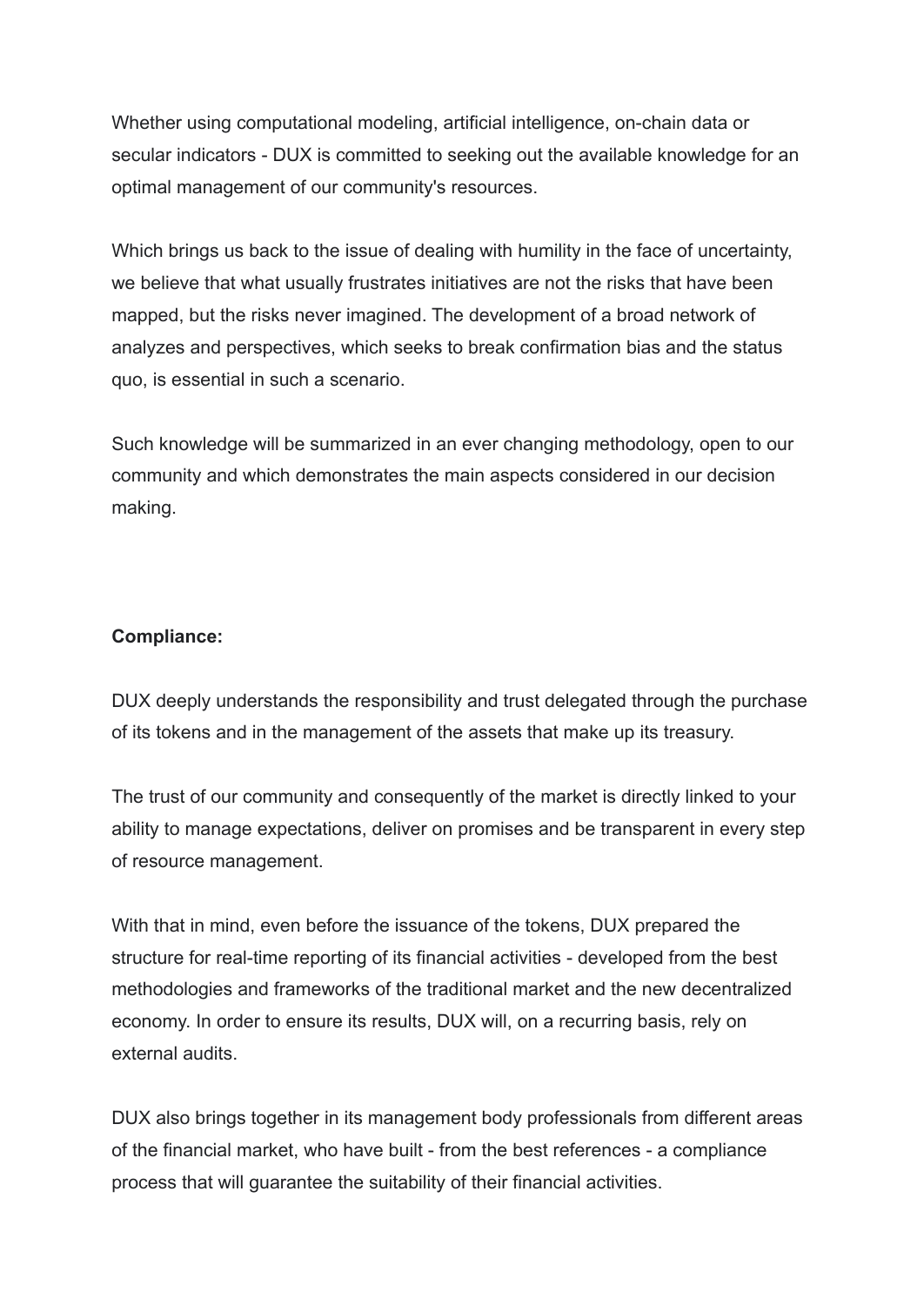Whether using computational modeling, artificial intelligence, on-chain data or secular indicators - DUX is committed to seeking out the available knowledge for an optimal management of our community's resources.

Which brings us back to the issue of dealing with humility in the face of uncertainty, we believe that what usually frustrates initiatives are not the risks that have been mapped, but the risks never imagined. The development of a broad network of analyzes and perspectives, which seeks to break confirmation bias and the status quo, is essential in such a scenario.

Such knowledge will be summarized in an ever changing methodology, open to our community and which demonstrates the main aspects considered in our decision making.

**Compliance:**

DUX deeply understands the responsibility and trust delegated through the purchase of its tokens and in the management of the assets that make up its treasury.

The trust of our community and consequently of the market is directly linked to your ability to manage expectations, deliver on promises and be transparent in every step of resource management.

With that in mind, even before the issuance of the tokens, DUX prepared the structure for real-time reporting of its financial activities - developed from the best methodologies and frameworks of the traditional market and the new decentralized economy. In order to ensure its results, DUX will, on a recurring basis, rely on external audits.

DUX also brings together in its management body professionals from different areas of the financial market, who have built - from the best references - a compliance process that will guarantee the suitability of their financial activities.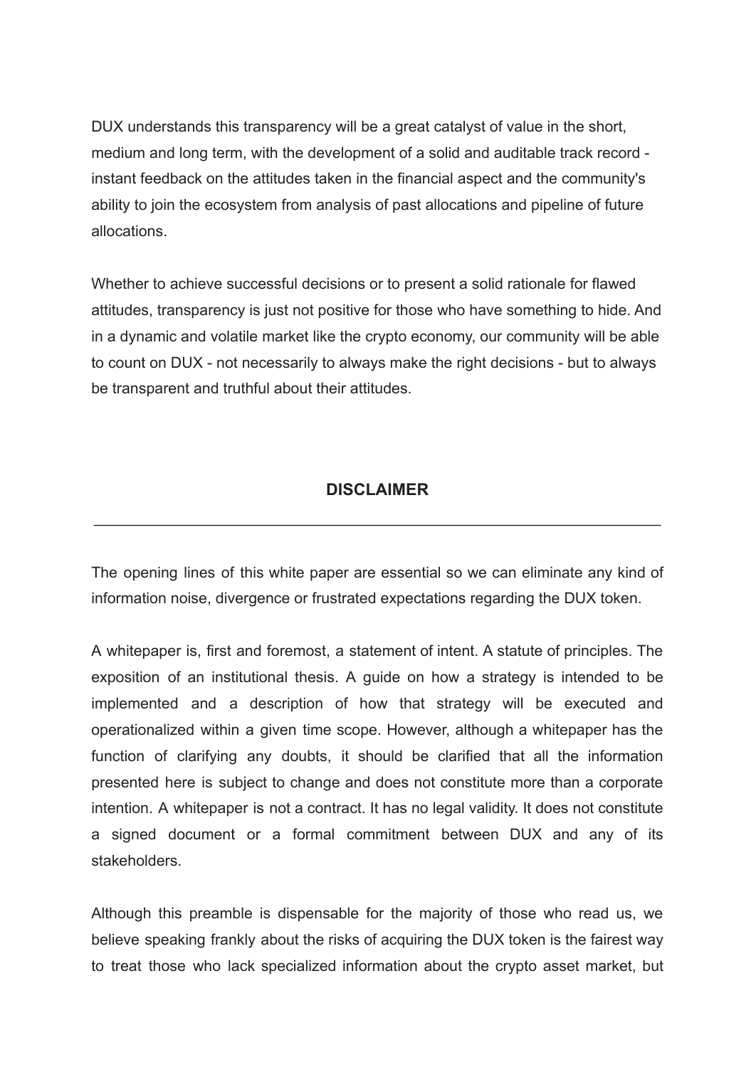DUX understands this transparency will be a great catalyst of value in the short, medium and long term, with the development of a solid and auditable track record - instant feedback on the attitudes taken in the financial aspect and the community's ability to join the ecosystem from analysis of past allocations and pipeline of future allocations.

Whether to achieve successful decisions or to present a solid rationale for flawed attitudes, transparency is just not positive for those who have something to hide. And in a dynamic and volatile market like the crypto economy, our community will be able to count on DUX - not necessarily to always make the right decisions - but to always be transparent and truthful about their attitudes.

## DISCLAIMER

---

The opening lines of this white paper are essential so we can eliminate any kind of information noise, divergence or frustrated expectations regarding the DUX token.

A whitepaper is, first and foremost, a statement of intent. A statute of principles. The exposition of an institutional thesis. A guide on how a strategy is intended to be implemented and a description of how that strategy will be executed and operationalized within a given time scope. However, although a whitepaper has the function of clarifying any doubts, it should be clarified that all the information presented here is subject to change and does not constitute more than a corporate intention. A whitepaper is not a contract. It has no legal validity. It does not constitute a signed document or a formal commitment between DUX and any of its stakeholders.

Although this preamble is dispensable for the majority of those who read us, we believe speaking frankly about the risks of acquiring the DUX token is the fairest way to treat those who lack specialized information about the crypto asset market, but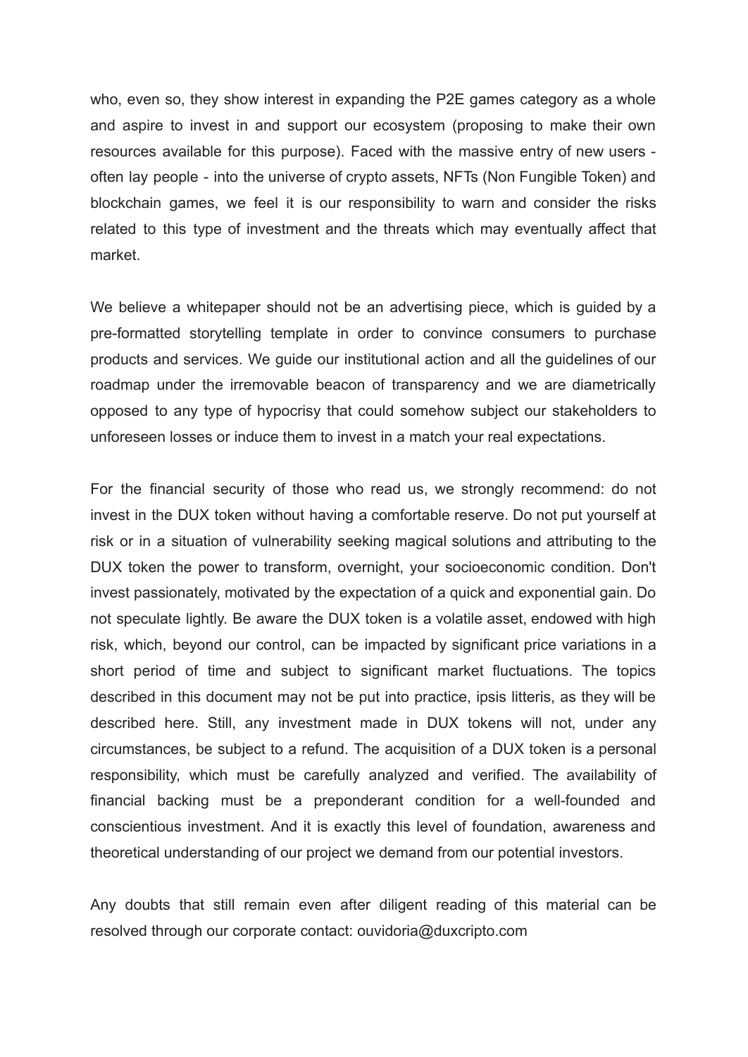who, even so, they show interest in expanding the P2E games category as a whole and aspire to invest in and support our ecosystem (proposing to make their own resources available for this purpose). Faced with the massive entry of new users - often lay people - into the universe of crypto assets, NFTs (Non Fungible Token) and blockchain games, we feel it is our responsibility to warn and consider the risks related to this type of investment and the threats which may eventually affect that market.

We believe a whitepaper should not be an advertising piece, which is guided by a pre-formatted storytelling template in order to convince consumers to purchase products and services. We guide our institutional action and all the guidelines of our roadmap under the irremovable beacon of transparency and we are diametrically opposed to any type of hypocrisy that could somehow subject our stakeholders to unforeseen losses or induce them to invest in a match your real expectations.

For the financial security of those who read us, we strongly recommend: do not invest in the DUX token without having a comfortable reserve. Do not put yourself at risk or in a situation of vulnerability seeking magical solutions and attributing to the DUX token the power to transform, overnight, your socioeconomic condition. Don't invest passionately, motivated by the expectation of a quick and exponential gain. Do not speculate lightly. Be aware the DUX token is a volatile asset, endowed with high risk, which, beyond our control, can be impacted by significant price variations in a short period of time and subject to significant market fluctuations. The topics described in this document may not be put into practice, ipsis litteris, as they will be described here. Still, any investment made in DUX tokens will not, under any circumstances, be subject to a refund. The acquisition of a DUX token is a personal responsibility, which must be carefully analyzed and verified. The availability of financial backing must be a preponderant condition for a well-founded and conscientious investment. And it is exactly this level of foundation, awareness and theoretical understanding of our project we demand from our potential investors.

Any doubts that still remain even after diligent reading of this material can be resolved through our corporate contact: ouvidoria@duxcripto.com